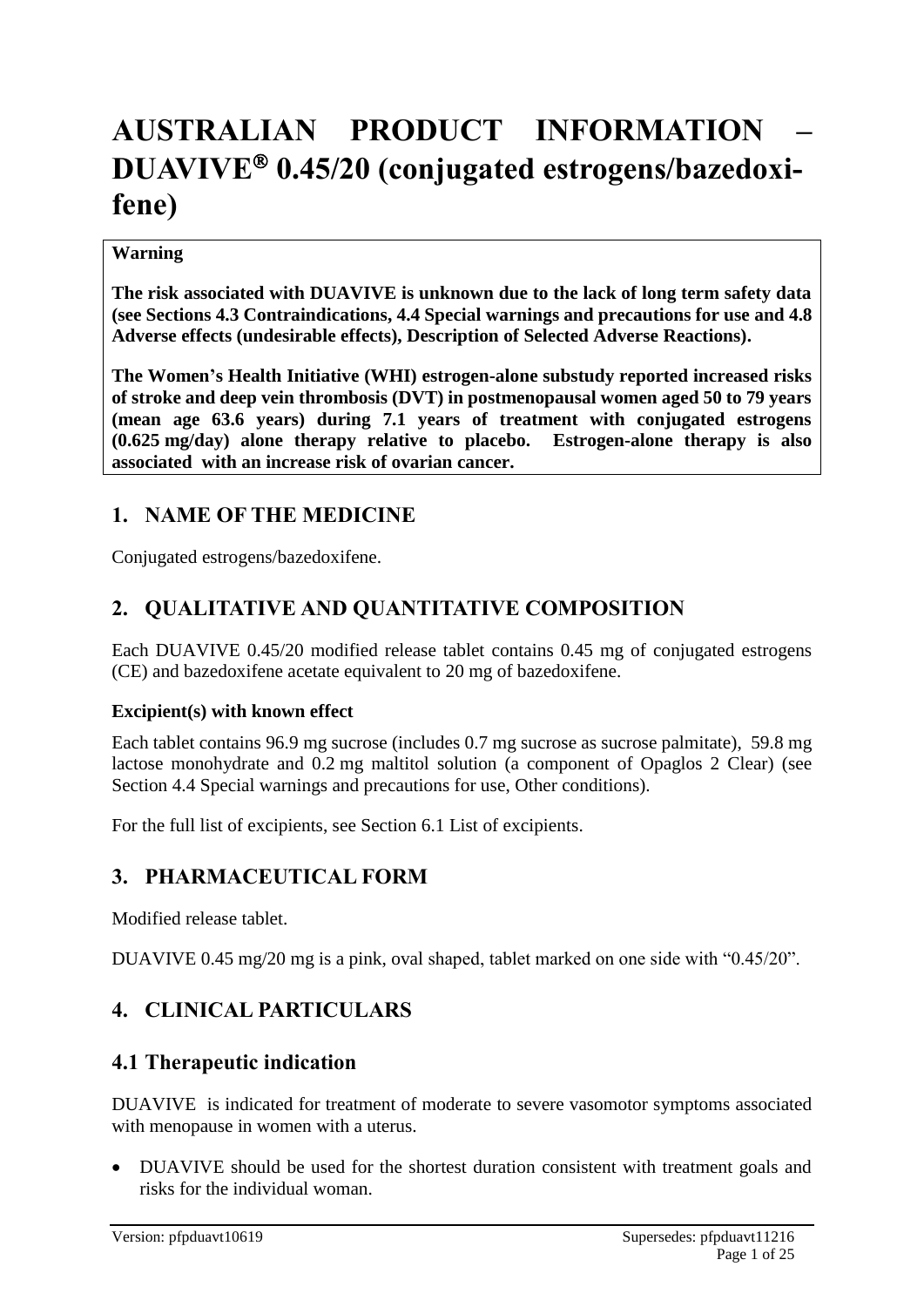# AUSTRALIAN PRODUCT INFORMATION – DUAVIVE® 0.45/20 (conjugated estrogens/bazedoxifene)

**Warning**

**The risk associated with DUAVIVE is unknown due to the lack of long term safety data (see Sections 4.3 Contraindications, 4.4 Special warnings and precautions for use and 4.8 Adverse effects (undesirable effects), Description of Selected Adverse Reactions).**

**The Women's Health Initiative (WHI) estrogen-alone substudy reported increased risks of stroke and deep vein thrombosis (DVT) in postmenopausal women aged 50 to 79 years (mean age 63.6 years) during 7.1 years of treatment with conjugated estrogens (0.625 mg/day) alone therapy relative to placebo. Estrogen-alone therapy is also associated with an increase risk of ovarian cancer.**

## 1. NAME OF THE MEDICINE

Conjugated estrogens/bazedoxifene.

## 2. QUALITATIVE AND QUANTITATIVE COMPOSITION

Each DUAVIVE 0.45/20 modified release tablet contains 0.45 mg of conjugated estrogens (CE) and bazedoxifene acetate equivalent to 20 mg of bazedoxifene.

### Excipient(s) with known effect

Each tablet contains 96.9 mg sucrose (includes 0.7 mg sucrose as sucrose palmitate), 59.8 mg lactose monohydrate and 0.2 mg maltitol solution (a component of Opaglos 2 Clear) (see Section 4.4 Special warnings and precautions for use, Other conditions).

For the full list of excipients, see Section 6.1 List of excipients.

## 3. PHARMACEUTICAL FORM

Modified release tablet.

DUAVIVE 0.45 mg/20 mg is a pink, oval shaped, tablet marked on one side with "0.45/20".

## 4. CLINICAL PARTICULARS

## 4.1 Therapeutic indication

DUAVIVE is indicated for treatment of moderate to severe vasomotor symptoms associated with menopause in women with a uterus.

- DUAVIVE should be used for the shortest duration consistent with treatment goals and risks for the individual woman.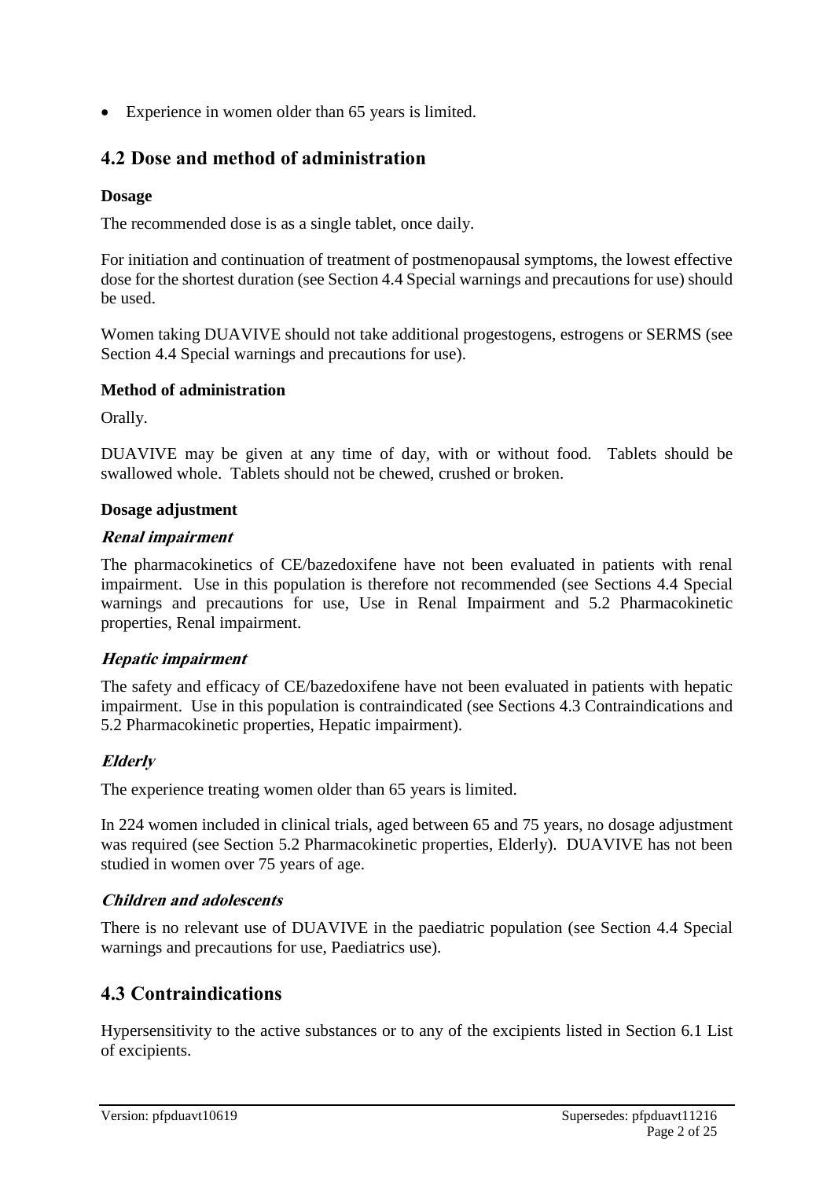- Experience in women older than 65 years is limited.

## 4.2 Dose and method of administration

**Dosage**

The recommended dose is as a single tablet, once daily.

For initiation and continuation of treatment of postmenopausal symptoms, the lowest effective dose for the shortest duration (see Section 4.4 Special warnings and precautions for use) should be used.

Women taking DUAVIVE should not take additional progestogens, estrogens or SERMS (see Section 4.4 Special warnings and precautions for use).

**Method of administration**

Orally.

DUAVIVE may be given at any time of day, with or without food. Tablets should be swallowed whole. Tablets should not be chewed, crushed or broken.

**Dosage adjustment**

***Renal impairment***

The pharmacokinetics of CE/bazedoxifene have not been evaluated in patients with renal impairment. Use in this population is therefore not recommended (see Sections 4.4 Special warnings and precautions for use, Use in Renal Impairment and 5.2 Pharmacokinetic properties, Renal impairment.

***Hepatic impairment***

The safety and efficacy of CE/bazedoxifene have not been evaluated in patients with hepatic impairment. Use in this population is contraindicated (see Sections 4.3 Contraindications and 5.2 Pharmacokinetic properties, Hepatic impairment).

***Elderly***

The experience treating women older than 65 years is limited.

In 224 women included in clinical trials, aged between 65 and 75 years, no dosage adjustment was required (see Section 5.2 Pharmacokinetic properties, Elderly). DUAVIVE has not been studied in women over 75 years of age.

***Children and adolescents***

There is no relevant use of DUAVIVE in the paediatric population (see Section 4.4 Special warnings and precautions for use, Paediatrics use).

## 4.3 Contraindications

Hypersensitivity to the active substances or to any of the excipients listed in Section 6.1 List of excipients.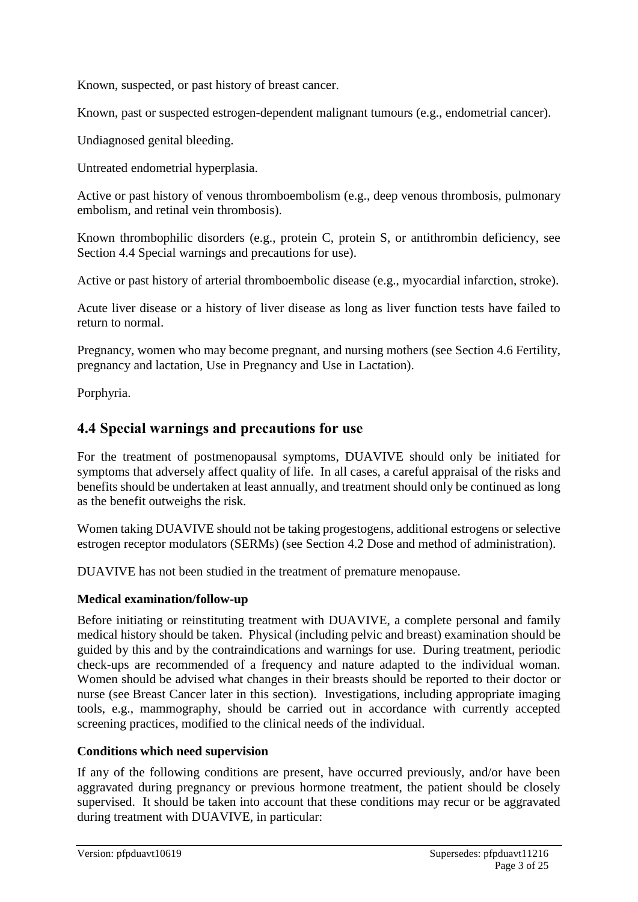Known, suspected, or past history of breast cancer.

Known, past or suspected estrogen-dependent malignant tumours (e.g., endometrial cancer).

Undiagnosed genital bleeding.

Untreated endometrial hyperplasia.

Active or past history of venous thromboembolism (e.g., deep venous thrombosis, pulmonary embolism, and retinal vein thrombosis).

Known thrombophilic disorders (e.g., protein C, protein S, or antithrombin deficiency, see Section 4.4 Special warnings and precautions for use).

Active or past history of arterial thromboembolic disease (e.g., myocardial infarction, stroke).

Acute liver disease or a history of liver disease as long as liver function tests have failed to return to normal.

Pregnancy, women who may become pregnant, and nursing mothers (see Section 4.6 Fertility, pregnancy and lactation, Use in Pregnancy and Use in Lactation).

Porphyria.

## 4.4 Special warnings and precautions for use

For the treatment of postmenopausal symptoms, DUAVIVE should only be initiated for symptoms that adversely affect quality of life. In all cases, a careful appraisal of the risks and benefits should be undertaken at least annually, and treatment should only be continued as long as the benefit outweighs the risk.

Women taking DUAVIVE should not be taking progestogens, additional estrogens or selective estrogen receptor modulators (SERMs) (see Section 4.2 Dose and method of administration).

DUAVIVE has not been studied in the treatment of premature menopause.

### Medical examination/follow-up

Before initiating or reinstituting treatment with DUAVIVE, a complete personal and family medical history should be taken. Physical (including pelvic and breast) examination should be guided by this and by the contraindications and warnings for use. During treatment, periodic check-ups are recommended of a frequency and nature adapted to the individual woman. Women should be advised what changes in their breasts should be reported to their doctor or nurse (see Breast Cancer later in this section). Investigations, including appropriate imaging tools, e.g., mammography, should be carried out in accordance with currently accepted screening practices, modified to the clinical needs of the individual.

### Conditions which need supervision

If any of the following conditions are present, have occurred previously, and/or have been aggravated during pregnancy or previous hormone treatment, the patient should be closely supervised. It should be taken into account that these conditions may recur or be aggravated during treatment with DUAVIVE, in particular: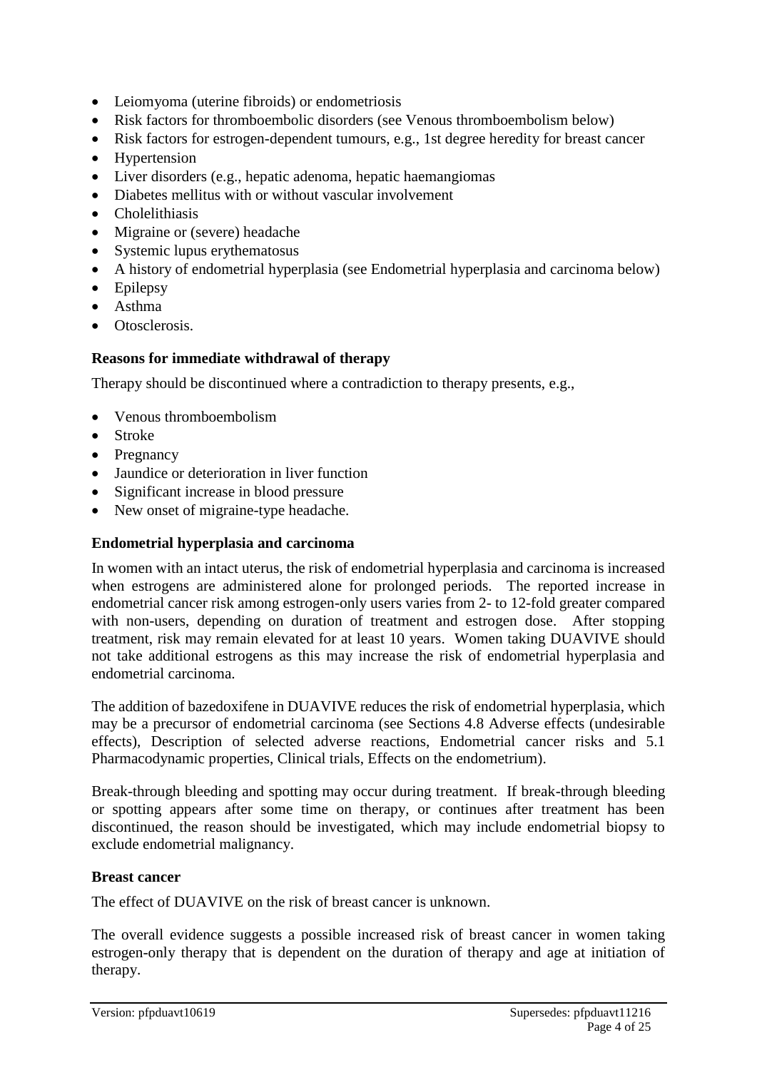- Leiomyoma (uterine fibroids) or endometriosis
- Risk factors for thromboembolic disorders (see Venous thromboembolism below)
- Risk factors for estrogen-dependent tumours, e.g., 1st degree heredity for breast cancer
- Hypertension
- Liver disorders (e.g., hepatic adenoma, hepatic haemangiomas
- Diabetes mellitus with or without vascular involvement
- Cholelithiasis
- Migraine or (severe) headache
- Systemic lupus erythematosus
- A history of endometrial hyperplasia (see Endometrial hyperplasia and carcinoma below)
- Epilepsy
- Asthma
- Otosclerosis.

**Reasons for immediate withdrawal of therapy**

Therapy should be discontinued where a contradiction to therapy presents, e.g.,

- Venous thromboembolism
- Stroke
- Pregnancy
- Jaundice or deterioration in liver function
- Significant increase in blood pressure
- New onset of migraine-type headache.

**Endometrial hyperplasia and carcinoma**

In women with an intact uterus, the risk of endometrial hyperplasia and carcinoma is increased when estrogens are administered alone for prolonged periods. The reported increase in endometrial cancer risk among estrogen-only users varies from 2- to 12-fold greater compared with non-users, depending on duration of treatment and estrogen dose. After stopping treatment, risk may remain elevated for at least 10 years. Women taking DUAVIVE should not take additional estrogens as this may increase the risk of endometrial hyperplasia and endometrial carcinoma.

The addition of bazedoxifene in DUAVIVE reduces the risk of endometrial hyperplasia, which may be a precursor of endometrial carcinoma (see Sections 4.8 Adverse effects (undesirable effects), Description of selected adverse reactions, Endometrial cancer risks and 5.1 Pharmacodynamic properties, Clinical trials, Effects on the endometrium).

Break-through bleeding and spotting may occur during treatment. If break-through bleeding or spotting appears after some time on therapy, or continues after treatment has been discontinued, the reason should be investigated, which may include endometrial biopsy to exclude endometrial malignancy.

**Breast cancer**

The effect of DUAVIVE on the risk of breast cancer is unknown.

The overall evidence suggests a possible increased risk of breast cancer in women taking estrogen-only therapy that is dependent on the duration of therapy and age at initiation of therapy.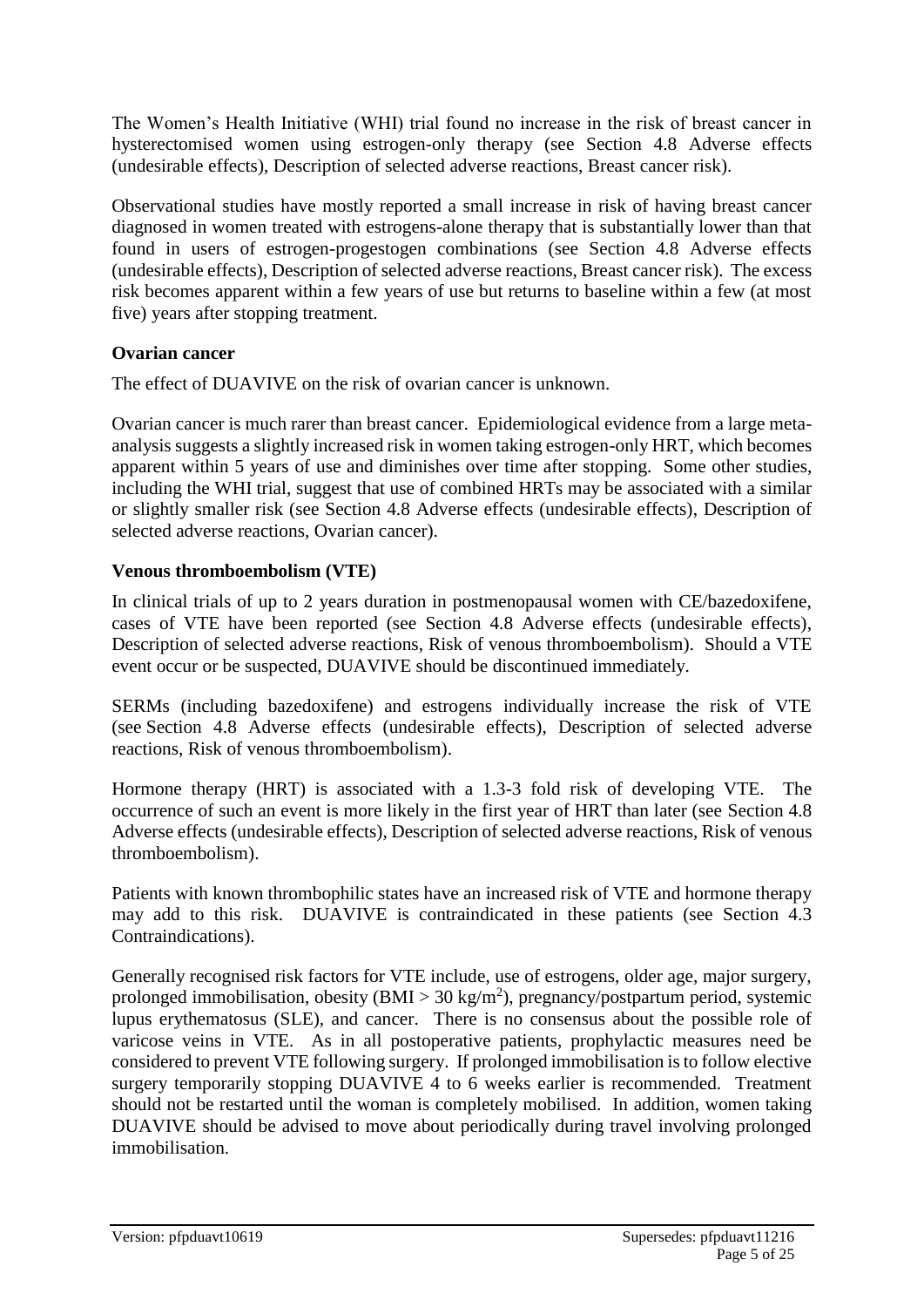The Women's Health Initiative (WHI) trial found no increase in the risk of breast cancer in hysterectomised women using estrogen-only therapy (see Section 4.8 Adverse effects (undesirable effects), Description of selected adverse reactions, Breast cancer risk).

Observational studies have mostly reported a small increase in risk of having breast cancer diagnosed in women treated with estrogens-alone therapy that is substantially lower than that found in users of estrogen-progestogen combinations (see Section 4.8 Adverse effects (undesirable effects), Description of selected adverse reactions, Breast cancer risk). The excess risk becomes apparent within a few years of use but returns to baseline within a few (at most five) years after stopping treatment.

**Ovarian cancer**

The effect of DUAVIVE on the risk of ovarian cancer is unknown.

Ovarian cancer is much rarer than breast cancer. Epidemiological evidence from a large meta-analysis suggests a slightly increased risk in women taking estrogen-only HRT, which becomes apparent within 5 years of use and diminishes over time after stopping. Some other studies, including the WHI trial, suggest that use of combined HRTs may be associated with a similar or slightly smaller risk (see Section 4.8 Adverse effects (undesirable effects), Description of selected adverse reactions, Ovarian cancer).

**Venous thromboembolism (VTE)**

In clinical trials of up to 2 years duration in postmenopausal women with CE/bazedoxifene, cases of VTE have been reported (see Section 4.8 Adverse effects (undesirable effects), Description of selected adverse reactions, Risk of venous thromboembolism). Should a VTE event occur or be suspected, DUAVIVE should be discontinued immediately.

SERMs (including bazedoxifene) and estrogens individually increase the risk of VTE (see Section 4.8 Adverse effects (undesirable effects), Description of selected adverse reactions, Risk of venous thromboembolism).

Hormone therapy (HRT) is associated with a 1.3-3 fold risk of developing VTE. The occurrence of such an event is more likely in the first year of HRT than later (see Section 4.8 Adverse effects (undesirable effects), Description of selected adverse reactions, Risk of venous thromboembolism).

Patients with known thrombophilic states have an increased risk of VTE and hormone therapy may add to this risk. DUAVIVE is contraindicated in these patients (see Section 4.3 Contraindications).

Generally recognised risk factors for VTE include, use of estrogens, older age, major surgery, prolonged immobilisation, obesity (BMI > 30 $kg/m^2$), pregnancy/postpartum period, systemic lupus erythematosus (SLE), and cancer. There is no consensus about the possible role of varicose veins in VTE. As in all postoperative patients, prophylactic measures need be considered to prevent VTE following surgery. If prolonged immobilisation is to follow elective surgery temporarily stopping DUAVIVE 4 to 6 weeks earlier is recommended. Treatment should not be restarted until the woman is completely mobilised. In addition, women taking DUAVIVE should be advised to move about periodically during travel involving prolonged immobilisation.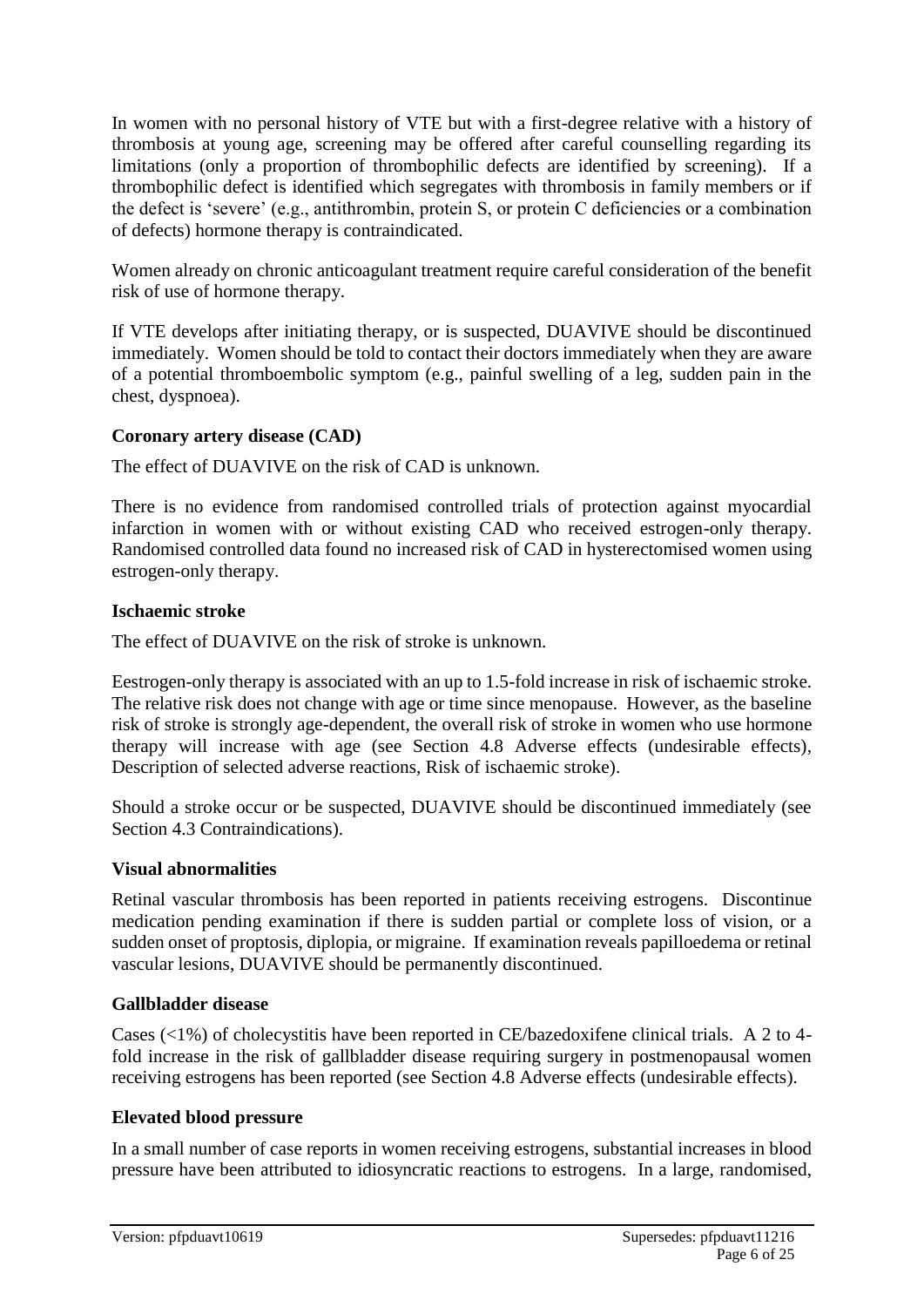In women with no personal history of VTE but with a first-degree relative with a history of thrombosis at young age, screening may be offered after careful counselling regarding its limitations (only a proportion of thrombophilic defects are identified by screening). If a thrombophilic defect is identified which segregates with thrombosis in family members or if the defect is 'severe' (e.g., antithrombin, protein S, or protein C deficiencies or a combination of defects) hormone therapy is contraindicated.

Women already on chronic anticoagulant treatment require careful consideration of the benefit risk of use of hormone therapy.

If VTE develops after initiating therapy, or is suspected, DUAVIVE should be discontinued immediately. Women should be told to contact their doctors immediately when they are aware of a potential thromboembolic symptom (e.g., painful swelling of a leg, sudden pain in the chest, dyspnoea).

**Coronary artery disease (CAD)**

The effect of DUAVIVE on the risk of CAD is unknown.

There is no evidence from randomised controlled trials of protection against myocardial infarction in women with or without existing CAD who received estrogen-only therapy. Randomised controlled data found no increased risk of CAD in hysterectomised women using estrogen-only therapy.

**Ischaemic stroke**

The effect of DUAVIVE on the risk of stroke is unknown.

Eestrogen-only therapy is associated with an up to 1.5-fold increase in risk of ischaemic stroke. The relative risk does not change with age or time since menopause. However, as the baseline risk of stroke is strongly age-dependent, the overall risk of stroke in women who use hormone therapy will increase with age (see Section 4.8 Adverse effects (undesirable effects), Description of selected adverse reactions, Risk of ischaemic stroke).

Should a stroke occur or be suspected, DUAVIVE should be discontinued immediately (see Section 4.3 Contraindications).

**Visual abnormalities**

Retinal vascular thrombosis has been reported in patients receiving estrogens. Discontinue medication pending examination if there is sudden partial or complete loss of vision, or a sudden onset of proptosis, diplopia, or migraine. If examination reveals papilloedema or retinal vascular lesions, DUAVIVE should be permanently discontinued.

**Gallbladder disease**

Cases (<1%) of cholecystitis have been reported in CE/bazedoxifene clinical trials. A 2 to 4-fold increase in the risk of gallbladder disease requiring surgery in postmenopausal women receiving estrogens has been reported (see Section 4.8 Adverse effects (undesirable effects).

**Elevated blood pressure**

In a small number of case reports in women receiving estrogens, substantial increases in blood pressure have been attributed to idiosyncratic reactions to estrogens. In a large, randomised,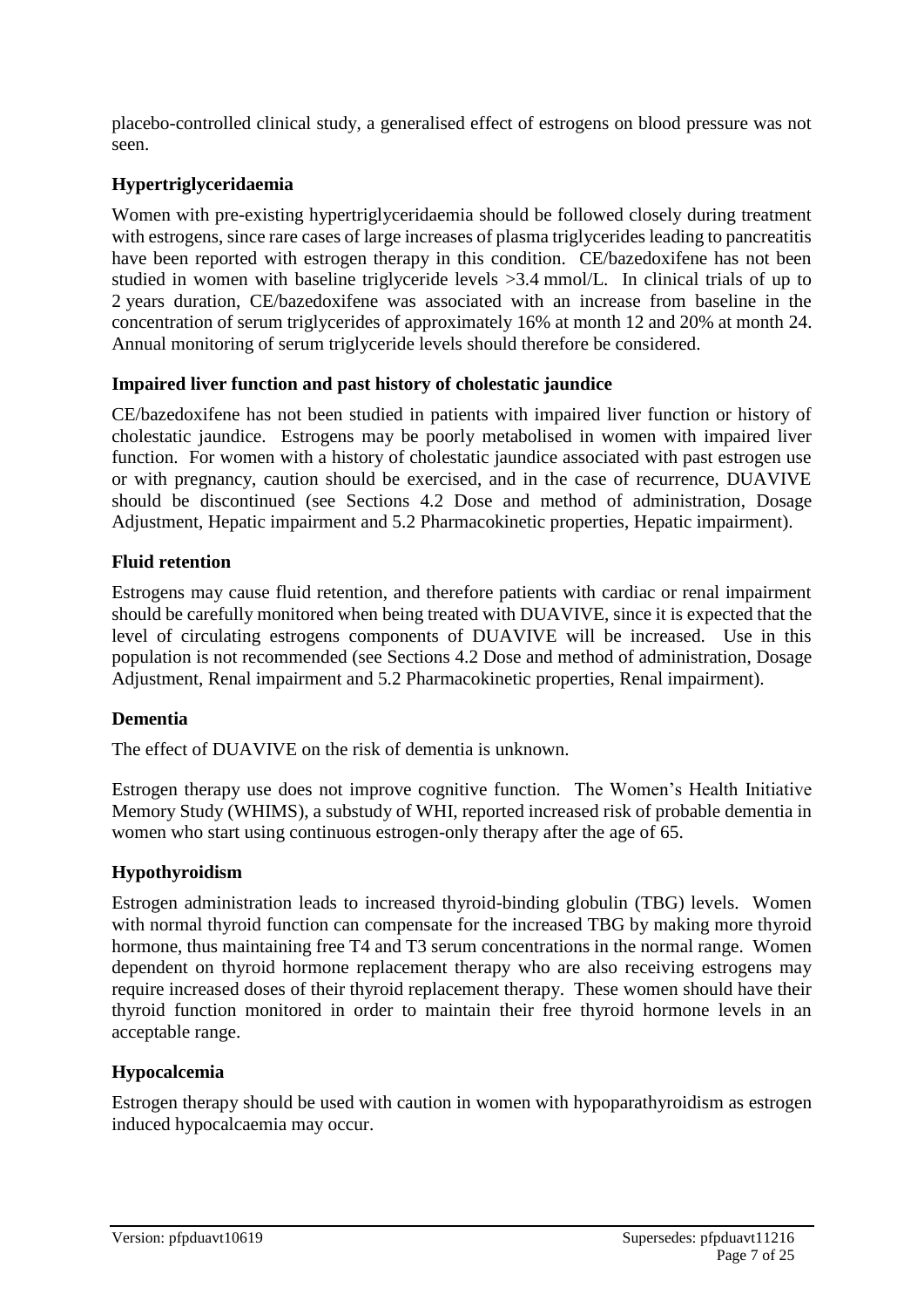placebo-controlled clinical study, a generalised effect of estrogens on blood pressure was not seen.

### Hypertriglyceridaemia

Women with pre-existing hypertriglyceridaemia should be followed closely during treatment with estrogens, since rare cases of large increases of plasma triglycerides leading to pancreatitis have been reported with estrogen therapy in this condition. CE/bazedoxifene has not been studied in women with baseline triglyceride levels >3.4 mmol/L. In clinical trials of up to 2 years duration, CE/bazedoxifene was associated with an increase from baseline in the concentration of serum triglycerides of approximately 16% at month 12 and 20% at month 24. Annual monitoring of serum triglyceride levels should therefore be considered.

### Impaired liver function and past history of cholestatic jaundice

CE/bazedoxifene has not been studied in patients with impaired liver function or history of cholestatic jaundice. Estrogens may be poorly metabolised in women with impaired liver function. For women with a history of cholestatic jaundice associated with past estrogen use or with pregnancy, caution should be exercised, and in the case of recurrence, DUAVIVE should be discontinued (see Sections 4.2 Dose and method of administration, Dosage Adjustment, Hepatic impairment and 5.2 Pharmacokinetic properties, Hepatic impairment).

### Fluid retention

Estrogens may cause fluid retention, and therefore patients with cardiac or renal impairment should be carefully monitored when being treated with DUAVIVE, since it is expected that the level of circulating estrogens components of DUAVIVE will be increased. Use in this population is not recommended (see Sections 4.2 Dose and method of administration, Dosage Adjustment, Renal impairment and 5.2 Pharmacokinetic properties, Renal impairment).

### Dementia

The effect of DUAVIVE on the risk of dementia is unknown.

Estrogen therapy use does not improve cognitive function. The Women's Health Initiative Memory Study (WHIMS), a substudy of WHI, reported increased risk of probable dementia in women who start using continuous estrogen-only therapy after the age of 65.

### Hypothyroidism

Estrogen administration leads to increased thyroid-binding globulin (TBG) levels. Women with normal thyroid function can compensate for the increased TBG by making more thyroid hormone, thus maintaining free T4 and T3 serum concentrations in the normal range. Women dependent on thyroid hormone replacement therapy who are also receiving estrogens may require increased doses of their thyroid replacement therapy. These women should have their thyroid function monitored in order to maintain their free thyroid hormone levels in an acceptable range.

### Hypocalcemia

Estrogen therapy should be used with caution in women with hypoparathyroidism as estrogen induced hypocalcaemia may occur.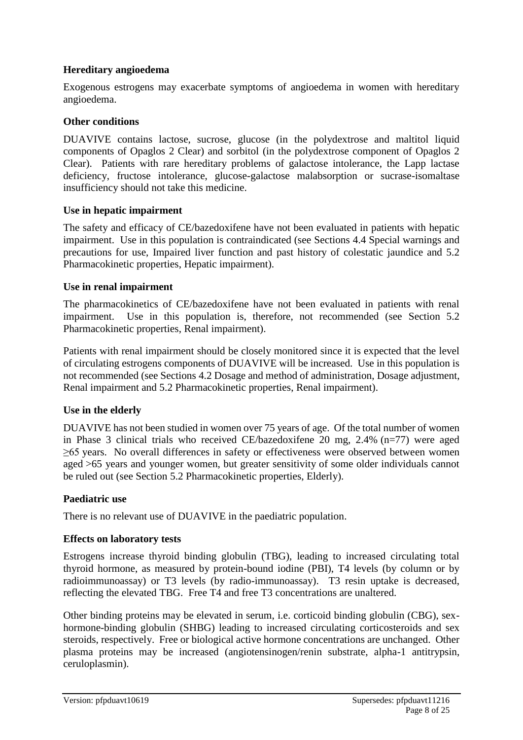**Hereditary angioedema**

Exogenous estrogens may exacerbate symptoms of angioedema in women with hereditary angioedema.

**Other conditions**

DUAVIVE contains lactose, sucrose, glucose (in the polydextrose and maltitol liquid components of Opaglos 2 Clear) and sorbitol (in the polydextrose component of Opaglos 2 Clear). Patients with rare hereditary problems of galactose intolerance, the Lapp lactase deficiency, fructose intolerance, glucose-galactose malabsorption or sucrase-isomaltase insufficiency should not take this medicine.

**Use in hepatic impairment**

The safety and efficacy of CE/bazedoxifene have not been evaluated in patients with hepatic impairment. Use in this population is contraindicated (see Sections 4.4 Special warnings and precautions for use, Impaired liver function and past history of colestatic jaundice and 5.2 Pharmacokinetic properties, Hepatic impairment).

**Use in renal impairment**

The pharmacokinetics of CE/bazedoxifene have not been evaluated in patients with renal impairment. Use in this population is, therefore, not recommended (see Section 5.2 Pharmacokinetic properties, Renal impairment).

Patients with renal impairment should be closely monitored since it is expected that the level of circulating estrogens components of DUAVIVE will be increased. Use in this population is not recommended (see Sections 4.2 Dosage and method of administration, Dosage adjustment, Renal impairment and 5.2 Pharmacokinetic properties, Renal impairment).

**Use in the elderly**

DUAVIVE has not been studied in women over 75 years of age. Of the total number of women in Phase 3 clinical trials who received CE/bazedoxifene 20 mg, 2.4% (n=77) were aged ≥65 years. No overall differences in safety or effectiveness were observed between women aged >65 years and younger women, but greater sensitivity of some older individuals cannot be ruled out (see Section 5.2 Pharmacokinetic properties, Elderly).

**Paediatric use**

There is no relevant use of DUAVIVE in the paediatric population.

**Effects on laboratory tests**

Estrogens increase thyroid binding globulin (TBG), leading to increased circulating total thyroid hormone, as measured by protein-bound iodine (PBI), T4 levels (by column or by radioimmunoassay) or T3 levels (by radio-immunoassay). T3 resin uptake is decreased, reflecting the elevated TBG. Free T4 and free T3 concentrations are unaltered.

Other binding proteins may be elevated in serum, i.e. corticoid binding globulin (CBG), sex-hormone-binding globulin (SHBG) leading to increased circulating corticosteroids and sex steroids, respectively. Free or biological active hormone concentrations are unchanged. Other plasma proteins may be increased (angiotensinogen/renin substrate, alpha-1 antitrypsin, ceruloplasmin).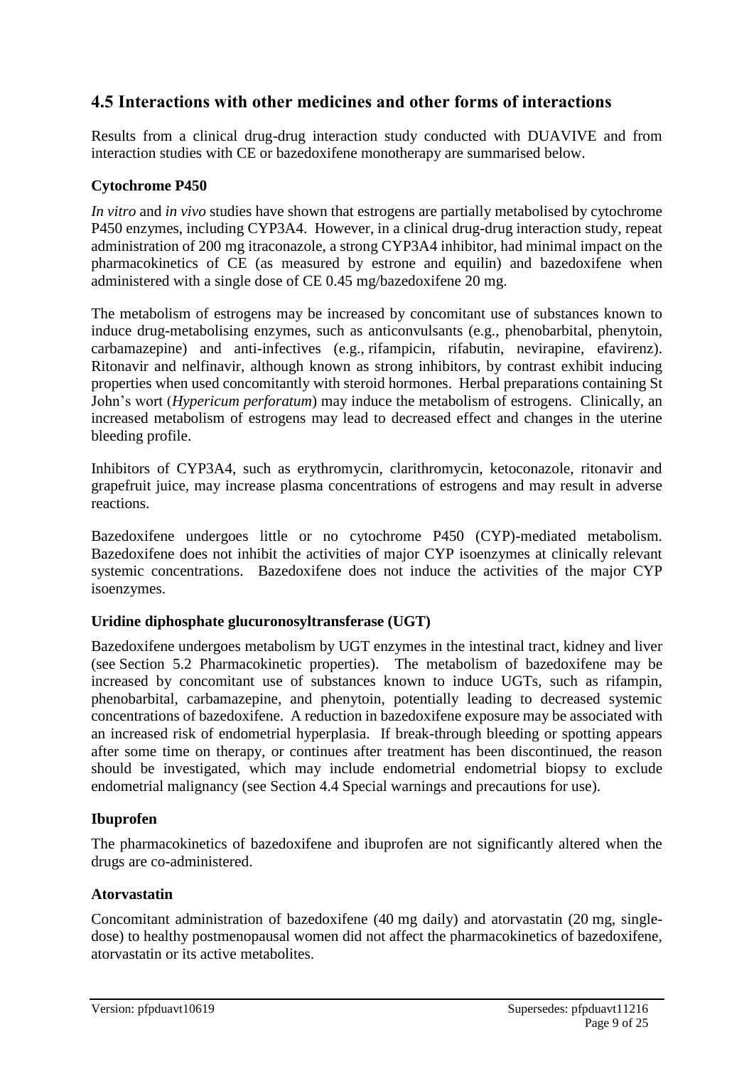## 4.5 Interactions with other medicines and other forms of interactions

Results from a clinical drug-drug interaction study conducted with DUAVIVE and from interaction studies with CE or bazedoxifene monotherapy are summarised below.

### Cytochrome P450

*In vitro* and *in vivo* studies have shown that estrogens are partially metabolised by cytochrome P450 enzymes, including CYP3A4. However, in a clinical drug-drug interaction study, repeat administration of 200 mg itraconazole, a strong CYP3A4 inhibitor, had minimal impact on the pharmacokinetics of CE (as measured by estrone and equilin) and bazedoxifene when administered with a single dose of CE 0.45 mg/bazedoxifene 20 mg.

The metabolism of estrogens may be increased by concomitant use of substances known to induce drug-metabolising enzymes, such as anticonvulsants (e.g., phenobarbital, phenytoin, carbamazepine) and anti-infectives (e.g., rifampicin, rifabutin, nevirapine, efavirenz). Ritonavir and nelfinavir, although known as strong inhibitors, by contrast exhibit inducing properties when used concomitantly with steroid hormones. Herbal preparations containing St John's wort (*Hypericum perforatum*) may induce the metabolism of estrogens. Clinically, an increased metabolism of estrogens may lead to decreased effect and changes in the uterine bleeding profile.

Inhibitors of CYP3A4, such as erythromycin, clarithromycin, ketoconazole, ritonavir and grapefruit juice, may increase plasma concentrations of estrogens and may result in adverse reactions.

Bazedoxifene undergoes little or no cytochrome P450 (CYP)-mediated metabolism. Bazedoxifene does not inhibit the activities of major CYP isoenzymes at clinically relevant systemic concentrations. Bazedoxifene does not induce the activities of the major CYP isoenzymes.

### Uridine diphosphate glucuronosyltransferase (UGT)

Bazedoxifene undergoes metabolism by UGT enzymes in the intestinal tract, kidney and liver (see Section 5.2 Pharmacokinetic properties). The metabolism of bazedoxifene may be increased by concomitant use of substances known to induce UGTs, such as rifampin, phenobarbital, carbamazepine, and phenytoin, potentially leading to decreased systemic concentrations of bazedoxifene. A reduction in bazedoxifene exposure may be associated with an increased risk of endometrial hyperplasia. If break-through bleeding or spotting appears after some time on therapy, or continues after treatment has been discontinued, the reason should be investigated, which may include endometrial endometrial biopsy to exclude endometrial malignancy (see Section 4.4 Special warnings and precautions for use).

### Ibuprofen

The pharmacokinetics of bazedoxifene and ibuprofen are not significantly altered when the drugs are co-administered.

### Atorvastatin

Concomitant administration of bazedoxifene (40 mg daily) and atorvastatin (20 mg, single-dose) to healthy postmenopausal women did not affect the pharmacokinetics of bazedoxifene, atorvastatin or its active metabolites.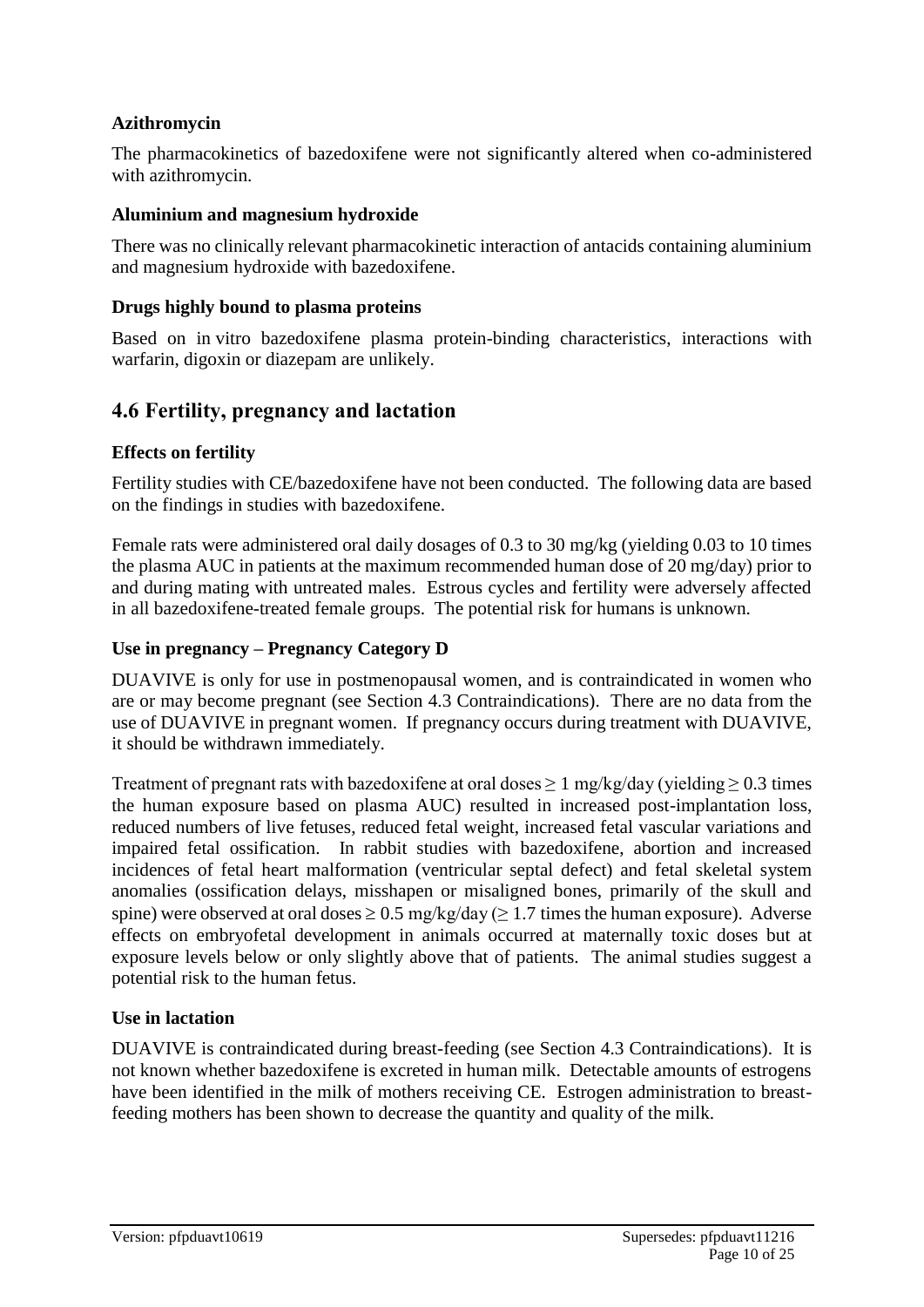**Azithromycin**

The pharmacokinetics of bazedoxifene were not significantly altered when co-administered with azithromycin.

**Aluminium and magnesium hydroxide**

There was no clinically relevant pharmacokinetic interaction of antacids containing aluminium and magnesium hydroxide with bazedoxifene.

**Drugs highly bound to plasma proteins**

Based on in vitro bazedoxifene plasma protein-binding characteristics, interactions with warfarin, digoxin or diazepam are unlikely.

## 4.6 Fertility, pregnancy and lactation

**Effects on fertility**

Fertility studies with CE/bazedoxifene have not been conducted. The following data are based on the findings in studies with bazedoxifene.

Female rats were administered oral daily dosages of 0.3 to 30 mg/kg (yielding 0.03 to 10 times the plasma AUC in patients at the maximum recommended human dose of 20 mg/day) prior to and during mating with untreated males. Estrous cycles and fertility were adversely affected in all bazedoxifene-treated female groups. The potential risk for humans is unknown.

**Use in pregnancy – Pregnancy Category D**

DUAVIVE is only for use in postmenopausal women, and is contraindicated in women who are or may become pregnant (see Section 4.3 Contraindications). There are no data from the use of DUAVIVE in pregnant women. If pregnancy occurs during treatment with DUAVIVE, it should be withdrawn immediately.

Treatment of pregnant rats with bazedoxifene at oral doses $\geq 1$ mg/kg/day (yielding $\geq 0.3$ times the human exposure based on plasma AUC) resulted in increased post-implantation loss, reduced numbers of live fetuses, reduced fetal weight, increased fetal vascular variations and impaired fetal ossification. In rabbit studies with bazedoxifene, abortion and increased incidences of fetal heart malformation (ventricular septal defect) and fetal skeletal system anomalies (ossification delays, misshapen or misaligned bones, primarily of the skull and spine) were observed at oral doses $\geq 0.5$ mg/kg/day ($\geq 1.7$ times the human exposure). Adverse effects on embryofetal development in animals occurred at maternally toxic doses but at exposure levels below or only slightly above that of patients. The animal studies suggest a potential risk to the human fetus.

**Use in lactation**

DUAVIVE is contraindicated during breast-feeding (see Section 4.3 Contraindications). It is not known whether bazedoxifene is excreted in human milk. Detectable amounts of estrogens have been identified in the milk of mothers receiving CE. Estrogen administration to breast-feeding mothers has been shown to decrease the quantity and quality of the milk.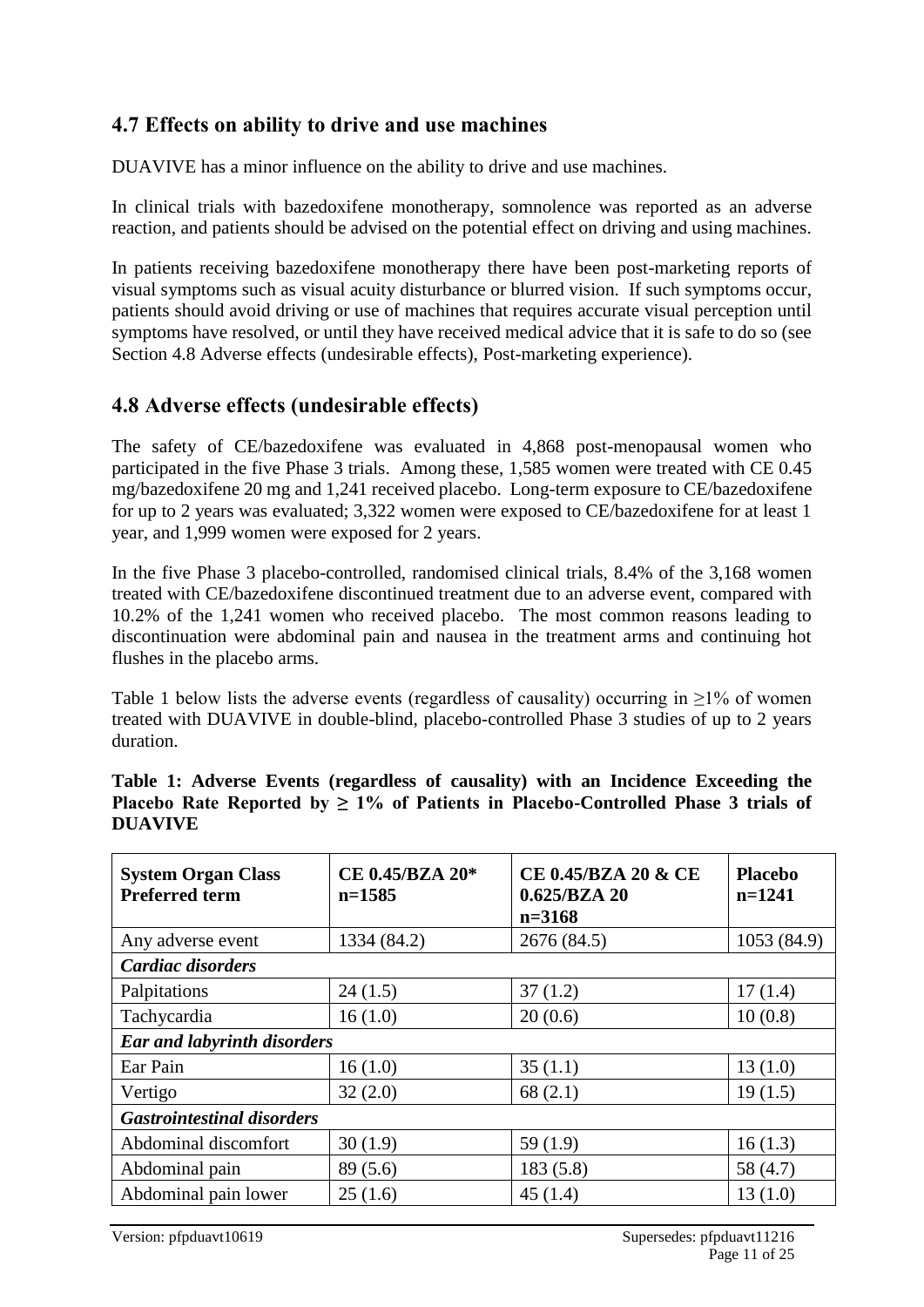## 4.7 Effects on ability to drive and use machines

DUAVIVE has a minor influence on the ability to drive and use machines.

In clinical trials with bazedoxifene monotherapy, somnolence was reported as an adverse reaction, and patients should be advised on the potential effect on driving and using machines.

In patients receiving bazedoxifene monotherapy there have been post-marketing reports of visual symptoms such as visual acuity disturbance or blurred vision. If such symptoms occur, patients should avoid driving or use of machines that requires accurate visual perception until symptoms have resolved, or until they have received medical advice that it is safe to do so (see Section 4.8 Adverse effects (undesirable effects), Post-marketing experience).

## 4.8 Adverse effects (undesirable effects)

The safety of CE/bazedoxifene was evaluated in 4,868 post-menopausal women who participated in the five Phase 3 trials. Among these, 1,585 women were treated with CE 0.45 mg/bazedoxifene 20 mg and 1,241 received placebo. Long-term exposure to CE/bazedoxifene for up to 2 years was evaluated; 3,322 women were exposed to CE/bazedoxifene for at least 1 year, and 1,999 women were exposed for 2 years.

In the five Phase 3 placebo-controlled, randomised clinical trials, 8.4% of the 3,168 women treated with CE/bazedoxifene discontinued treatment due to an adverse event, compared with 10.2% of the 1,241 women who received placebo. The most common reasons leading to discontinuation were abdominal pain and nausea in the treatment arms and continuing hot flushes in the placebo arms.

Table 1 below lists the adverse events (regardless of causality) occurring in ≥1% of women treated with DUAVIVE in double-blind, placebo-controlled Phase 3 studies of up to 2 years duration.

**Table 1: Adverse Events (regardless of causality) with an Incidence Exceeding the Placebo Rate Reported by ≥ 1% of Patients in Placebo-Controlled Phase 3 trials of DUAVIVE**

| System Organ Class<br>Preferred term | CE 0.45/BZA 20*<br>n=1585 | CE 0.45/BZA 20 & CE 0.625/BZA 20<br>n=3168 | Placebo<br>n=1241 |
|---|---|---|---|
| Any adverse event | 1334 (84.2) | 2676 (84.5) | 1053 (84.9) |
| ***Cardiac disorders*** | | | |
| Palpitations | 24 (1.5) | 37 (1.2) | 17 (1.4) |
| Tachycardia | 16 (1.0) | 20 (0.6) | 10 (0.8) |
| ***Ear and labyrinth disorders*** | | | |
| Ear Pain | 16 (1.0) | 35 (1.1) | 13 (1.0) |
| Vertigo | 32 (2.0) | 68 (2.1) | 19 (1.5) |
| ***Gastrointestinal disorders*** | | | |
| Abdominal discomfort | 30 (1.9) | 59 (1.9) | 16 (1.3) |
| Abdominal pain | 89 (5.6) | 183 (5.8) | 58 (4.7) |
| Abdominal pain lower | 25 (1.6) | 45 (1.4) | 13 (1.0) |

Version: pfpduavt10619 Supersedes: pfpduavt11216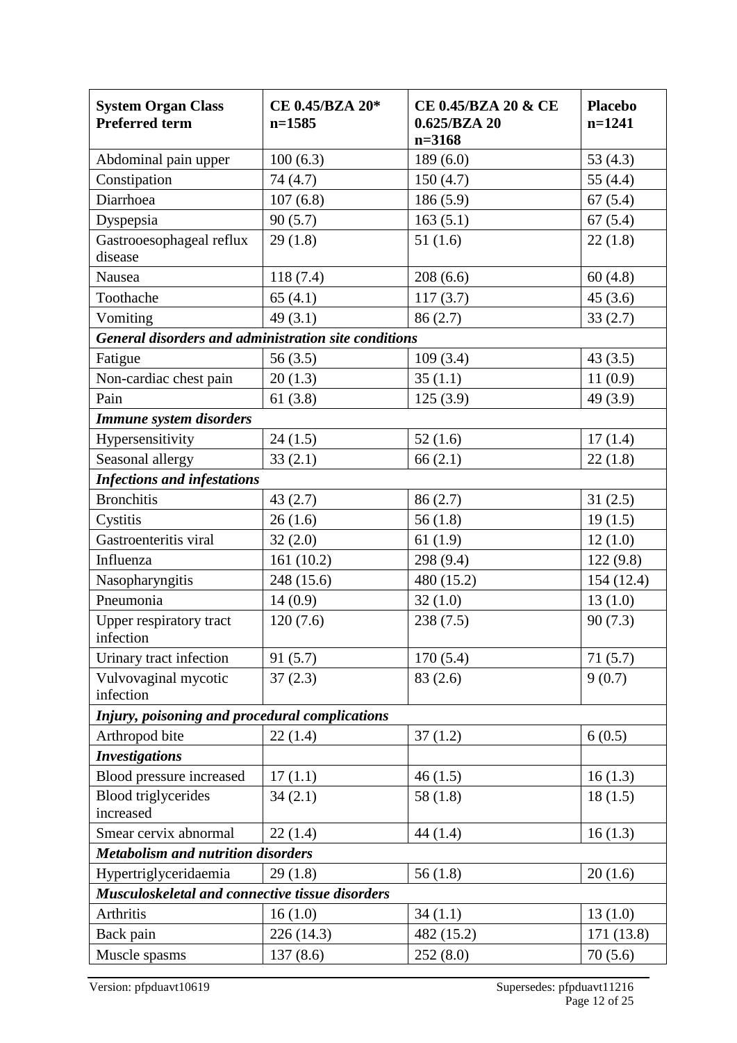| System Organ Class<br>Preferred term | CE 0.45/BZA 20*<br>n=1585 | CE 0.45/BZA 20 & CE 0.625/BZA 20<br>n=3168 | Placebo<br>n=1241 |
|---|---|---|---|
| Abdominal pain upper | 100 (6.3) | 189 (6.0) | 53 (4.3) |
| Constipation | 74 (4.7) | 150 (4.7) | 55 (4.4) |
| Diarrhoea | 107 (6.8) | 186 (5.9) | 67 (5.4) |
| Dyspepsia | 90 (5.7) | 163 (5.1) | 67 (5.4) |
| Gastrooesophageal reflux disease | 29 (1.8) | 51 (1.6) | 22 (1.8) |
| Nausea | 118 (7.4) | 208 (6.6) | 60 (4.8) |
| Toothache | 65 (4.1) | 117 (3.7) | 45 (3.6) |
| Vomiting | 49 (3.1) | 86 (2.7) | 33 (2.7) |
| ***General disorders and administration site conditions*** | | | |
| Fatigue | 56 (3.5) | 109 (3.4) | 43 (3.5) |
| Non-cardiac chest pain | 20 (1.3) | 35 (1.1) | 11 (0.9) |
| Pain | 61 (3.8) | 125 (3.9) | 49 (3.9) |
| ***Immune system disorders*** | | | |
| Hypersensitivity | 24 (1.5) | 52 (1.6) | 17 (1.4) |
| Seasonal allergy | 33 (2.1) | 66 (2.1) | 22 (1.8) |
| ***Infections and infestations*** | | | |
| Bronchitis | 43 (2.7) | 86 (2.7) | 31 (2.5) |
| Cystitis | 26 (1.6) | 56 (1.8) | 19 (1.5) |
| Gastroenteritis viral | 32 (2.0) | 61 (1.9) | 12 (1.0) |
| Influenza | 161 (10.2) | 298 (9.4) | 122 (9.8) |
| Nasopharyngitis | 248 (15.6) | 480 (15.2) | 154 (12.4) |
| Pneumonia | 14 (0.9) | 32 (1.0) | 13 (1.0) |
| Upper respiratory tract infection | 120 (7.6) | 238 (7.5) | 90 (7.3) |
| Urinary tract infection | 91 (5.7) | 170 (5.4) | 71 (5.7) |
| Vulvovaginal mycotic infection | 37 (2.3) | 83 (2.6) | 9 (0.7) |
| ***Injury, poisoning and procedural complications*** | | | |
| Arthropod bite | 22 (1.4) | 37 (1.2) | 6 (0.5) |
| ***Investigations*** | | | |
| Blood pressure increased | 17 (1.1) | 46 (1.5) | 16 (1.3) |
| Blood triglycerides increased | 34 (2.1) | 58 (1.8) | 18 (1.5) |
| Smear cervix abnormal | 22 (1.4) | 44 (1.4) | 16 (1.3) |
| ***Metabolism and nutrition disorders*** | | | |
| Hypertriglyceridaemia | 29 (1.8) | 56 (1.8) | 20 (1.6) |
| ***Musculoskeletal and connective tissue disorders*** | | | |
| Arthritis | 16 (1.0) | 34 (1.1) | 13 (1.0) |
| Back pain | 226 (14.3) | 482 (15.2) | 171 (13.8) |
| Muscle spasms | 137 (8.6) | 252 (8.0) | 70 (5.6) |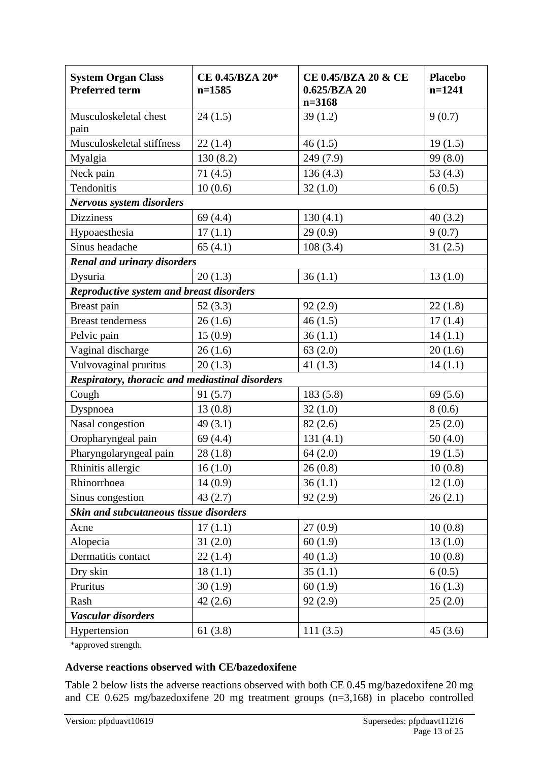| System Organ Class<br>Preferred term | CE 0.45/BZA 20*<br>n=1585 | CE 0.45/BZA 20 & CE 0.625/BZA 20<br>n=3168 | Placebo<br>n=1241 |
|---|---|---|---|
| Musculoskeletal chest pain | 24 (1.5) | 39 (1.2) | 9 (0.7) |
| Musculoskeletal stiffness | 22 (1.4) | 46 (1.5) | 19 (1.5) |
| Myalgia | 130 (8.2) | 249 (7.9) | 99 (8.0) |
| Neck pain | 71 (4.5) | 136 (4.3) | 53 (4.3) |
| Tendonitis | 10 (0.6) | 32 (1.0) | 6 (0.5) |
| ***Nervous system disorders*** | | | |
| Dizziness | 69 (4.4) | 130 (4.1) | 40 (3.2) |
| Hypoaesthesia | 17 (1.1) | 29 (0.9) | 9 (0.7) |
| Sinus headache | 65 (4.1) | 108 (3.4) | 31 (2.5) |
| ***Renal and urinary disorders*** | | | |
| Dysuria | 20 (1.3) | 36 (1.1) | 13 (1.0) |
| ***Reproductive system and breast disorders*** | | | |
| Breast pain | 52 (3.3) | 92 (2.9) | 22 (1.8) |
| Breast tenderness | 26 (1.6) | 46 (1.5) | 17 (1.4) |
| Pelvic pain | 15 (0.9) | 36 (1.1) | 14 (1.1) |
| Vaginal discharge | 26 (1.6) | 63 (2.0) | 20 (1.6) |
| Vulvovaginal pruritus | 20 (1.3) | 41 (1.3) | 14 (1.1) |
| ***Respiratory, thoracic and mediastinal disorders*** | | | |
| Cough | 91 (5.7) | 183 (5.8) | 69 (5.6) |
| Dyspnoea | 13 (0.8) | 32 (1.0) | 8 (0.6) |
| Nasal congestion | 49 (3.1) | 82 (2.6) | 25 (2.0) |
| Oropharyngeal pain | 69 (4.4) | 131 (4.1) | 50 (4.0) |
| Pharyngolaryngeal pain | 28 (1.8) | 64 (2.0) | 19 (1.5) |
| Rhinitis allergic | 16 (1.0) | 26 (0.8) | 10 (0.8) |
| Rhinorrhoea | 14 (0.9) | 36 (1.1) | 12 (1.0) |
| Sinus congestion | 43 (2.7) | 92 (2.9) | 26 (2.1) |
| ***Skin and subcutaneous tissue disorders*** | | | |
| Acne | 17 (1.1) | 27 (0.9) | 10 (0.8) |
| Alopecia | 31 (2.0) | 60 (1.9) | 13 (1.0) |
| Dermatitis contact | 22 (1.4) | 40 (1.3) | 10 (0.8) |
| Dry skin | 18 (1.1) | 35 (1.1) | 6 (0.5) |
| Pruritus | 30 (1.9) | 60 (1.9) | 16 (1.3) |
| Rash | 42 (2.6) | 92 (2.9) | 25 (2.0) |
| ***Vascular disorders*** | | | |
| Hypertension | 61 (3.8) | 111 (3.5) | 45 (3.6) |

*approved strength.

**Adverse reactions observed with CE/bazedoxifene**

Table 2 below lists the adverse reactions observed with both CE 0.45 mg/bazedoxifene 20 mg and CE 0.625 mg/bazedoxifene 20 mg treatment groups (n=3,168) in placebo controlled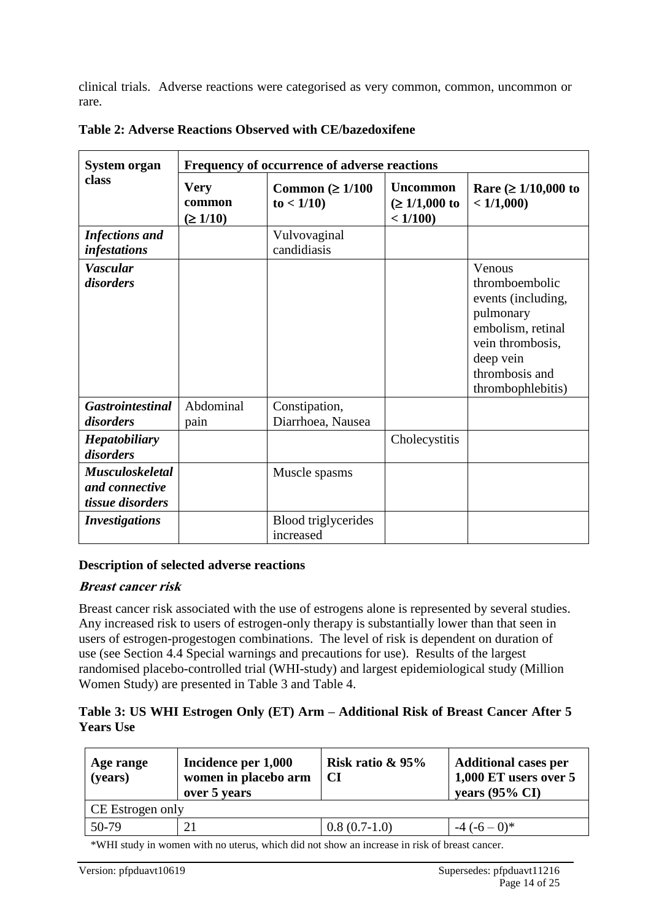clinical trials. Adverse reactions were categorised as very common, common, uncommon or rare.

**Table 2: Adverse Reactions Observed with CE/bazedoxifene**

| System organ class | Frequency of occurrence of adverse reactions | | | |
|---|---|---|---|---|
| | **Very common (≥ 1/10)** | **Common (≥ 1/100 to < 1/10)** | **Uncommon (≥ 1/1,000 to < 1/100)** | **Rare (≥ 1/10,000 to < 1/1,000)** |
| ***Infections and infestations*** | | Vulvovaginal candidiasis | | |
| ***Vascular disorders*** | | | | Venous thromboembolic events (including, pulmonary embolism, retinal vein thrombosis, deep vein thrombosis and thrombophlebitis) |
| ***Gastrointestinal disorders*** | Abdominal pain | Constipation, Diarrhoea, Nausea | | |
| ***Hepatobiliary disorders*** | | | Cholecystitis | |
| ***Musculoskeletal and connective tissue disorders*** | | Muscle spasms | | |
| ***Investigations*** | | Blood triglycerides increased | | |

**Description of selected adverse reactions**

***Breast cancer risk***

Breast cancer risk associated with the use of estrogens alone is represented by several studies. Any increased risk to users of estrogen-only therapy is substantially lower than that seen in users of estrogen-progestogen combinations. The level of risk is dependent on duration of use (see Section 4.4 Special warnings and precautions for use). Results of the largest randomised placebo-controlled trial (WHI-study) and largest epidemiological study (Million Women Study) are presented in Table 3 and Table 4.

**Table 3: US WHI Estrogen Only (ET) Arm – Additional Risk of Breast Cancer After 5 Years Use**

| Age range (years) | Incidence per 1,000 women in placebo arm over 5 years | Risk ratio & 95% CI | Additional cases per 1,000 ET users over 5 years (95% CI) |
|---|---|---|---|
| CE Estrogen only | | | |
| 50-79 | 21 | 0.8 (0.7-1.0) | -4 (-6 – 0)* |

*WHI study in women with no uterus, which did not show an increase in risk of breast cancer.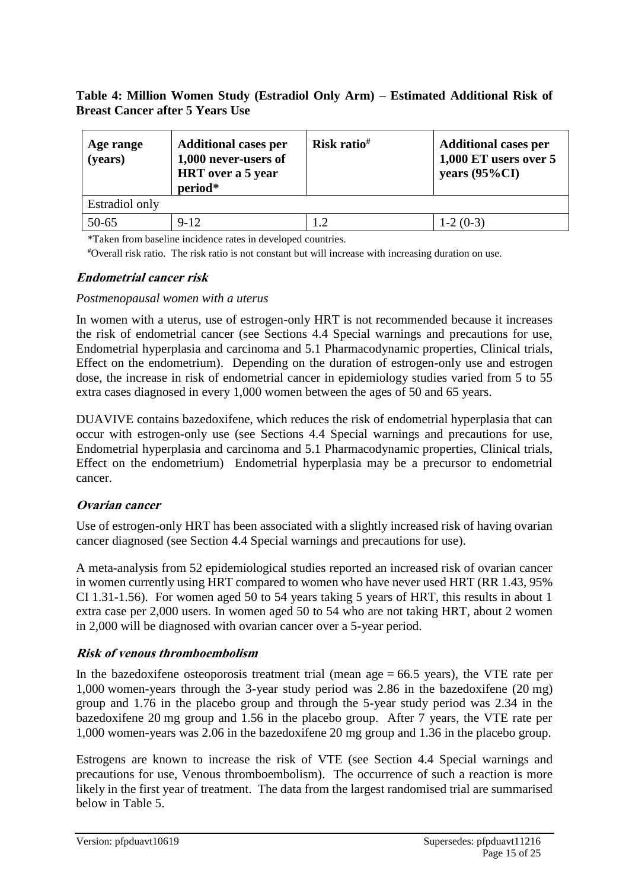**Table 4: Million Women Study (Estradiol Only Arm) – Estimated Additional Risk of Breast Cancer after 5 Years Use**

| Age range (years) | Additional cases per 1,000 never-users of HRT over a 5 year period* | Risk ratio# | Additional cases per 1,000 ET users over 5 years (95%CI) |
|---|---|---|---|
| Estradiol only | | | |
| 50-65 | 9-12 | 1.2 | 1-2 (0-3) |

*Taken from baseline incidence rates in developed countries.

#Overall risk ratio. The risk ratio is not constant but will increase with increasing duration on use.

#### *Endometrial cancer risk*

*Postmenopausal women with a uterus*

In women with a uterus, use of estrogen-only HRT is not recommended because it increases the risk of endometrial cancer (see Sections 4.4 Special warnings and precautions for use, Endometrial hyperplasia and carcinoma and 5.1 Pharmacodynamic properties, Clinical trials, Effect on the endometrium). Depending on the duration of estrogen-only use and estrogen dose, the increase in risk of endometrial cancer in epidemiology studies varied from 5 to 55 extra cases diagnosed in every 1,000 women between the ages of 50 and 65 years.

DUAVIVE contains bazedoxifene, which reduces the risk of endometrial hyperplasia that can occur with estrogen-only use (see Sections 4.4 Special warnings and precautions for use, Endometrial hyperplasia and carcinoma and 5.1 Pharmacodynamic properties, Clinical trials, Effect on the endometrium) Endometrial hyperplasia may be a precursor to endometrial cancer.

#### *Ovarian cancer*

Use of estrogen-only HRT has been associated with a slightly increased risk of having ovarian cancer diagnosed (see Section 4.4 Special warnings and precautions for use).

A meta-analysis from 52 epidemiological studies reported an increased risk of ovarian cancer in women currently using HRT compared to women who have never used HRT (RR 1.43, 95% CI 1.31-1.56). For women aged 50 to 54 years taking 5 years of HRT, this results in about 1 extra case per 2,000 users. In women aged 50 to 54 who are not taking HRT, about 2 women in 2,000 will be diagnosed with ovarian cancer over a 5-year period.

#### *Risk of venous thromboembolism*

In the bazedoxifene osteoporosis treatment trial (mean age = 66.5 years), the VTE rate per 1,000 women-years through the 3-year study period was 2.86 in the bazedoxifene (20 mg) group and 1.76 in the placebo group and through the 5-year study period was 2.34 in the bazedoxifene 20 mg group and 1.56 in the placebo group. After 7 years, the VTE rate per 1,000 women-years was 2.06 in the bazedoxifene 20 mg group and 1.36 in the placebo group.

Estrogens are known to increase the risk of VTE (see Section 4.4 Special warnings and precautions for use, Venous thromboembolism). The occurrence of such a reaction is more likely in the first year of treatment. The data from the largest randomised trial are summarised below in Table 5.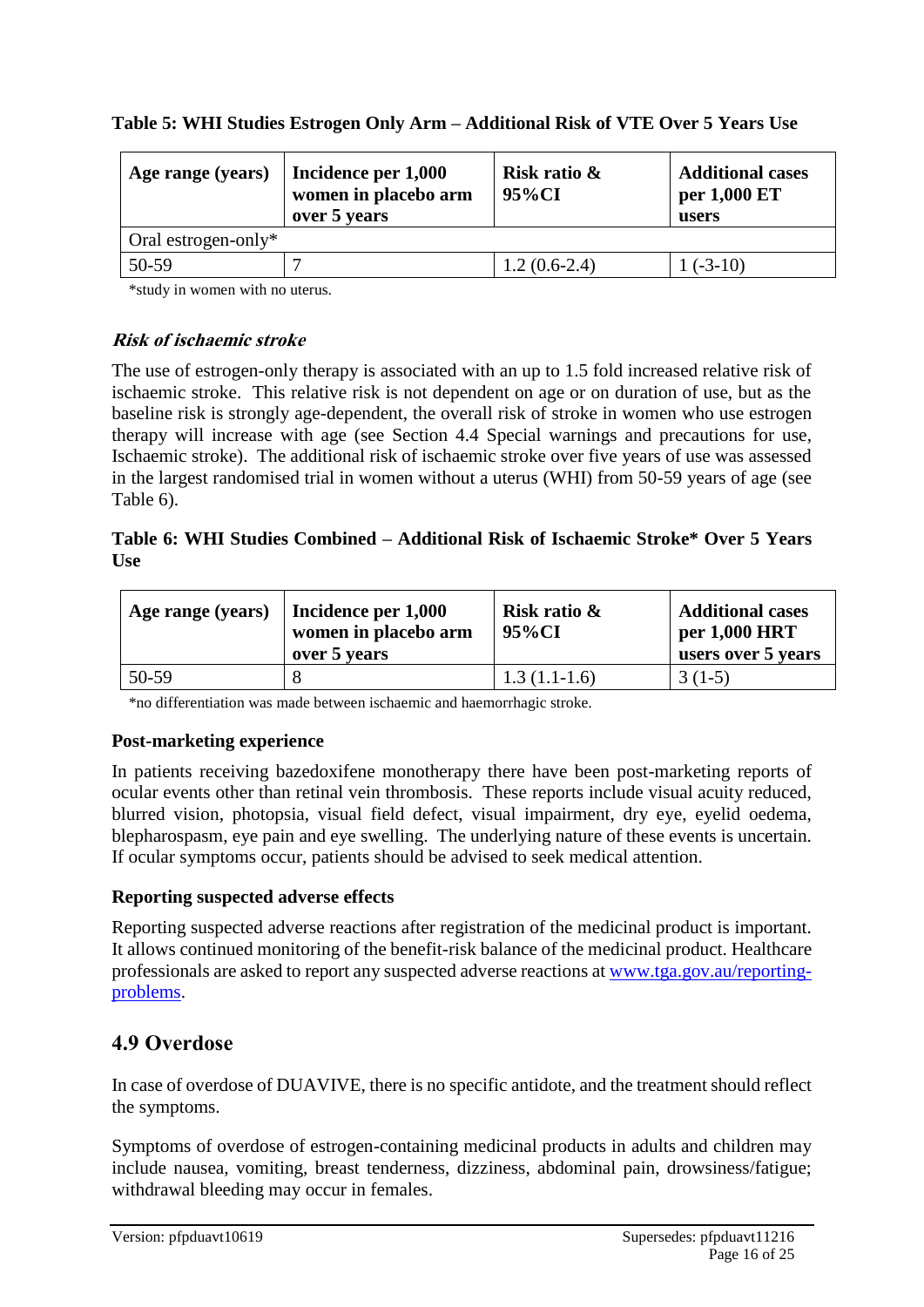**Table 5: WHI Studies Estrogen Only Arm – Additional Risk of VTE Over 5 Years Use**

| Age range (years) | Incidence per 1,000 women in placebo arm over 5 years | Risk ratio & 95%CI | Additional cases per 1,000 ET users |
|---|---|---|---|
| Oral estrogen-only* | | | |
| 50-59 | 7 | 1.2 (0.6-2.4) | 1 (-3-10) |

*study in women with no uterus.

***Risk of ischaemic stroke***

The use of estrogen-only therapy is associated with an up to 1.5 fold increased relative risk of ischaemic stroke. This relative risk is not dependent on age or on duration of use, but as the baseline risk is strongly age-dependent, the overall risk of stroke in women who use estrogen therapy will increase with age (see Section 4.4 Special warnings and precautions for use, Ischaemic stroke). The additional risk of ischaemic stroke over five years of use was assessed in the largest randomised trial in women without a uterus (WHI) from 50-59 years of age (see Table 6).

**Table 6: WHI Studies Combined – Additional Risk of Ischaemic Stroke* Over 5 Years Use**

| Age range (years) | Incidence per 1,000 women in placebo arm over 5 years | Risk ratio & 95%CI | Additional cases per 1,000 HRT users over 5 years |
|---|---|---|---|
| 50-59 | 8 | 1.3 (1.1-1.6) | 3 (1-5) |

*no differentiation was made between ischaemic and haemorrhagic stroke.

**Post-marketing experience**

In patients receiving bazedoxifene monotherapy there have been post-marketing reports of ocular events other than retinal vein thrombosis. These reports include visual acuity reduced, blurred vision, photopsia, visual field defect, visual impairment, dry eye, eyelid oedema, blepharospasm, eye pain and eye swelling. The underlying nature of these events is uncertain. If ocular symptoms occur, patients should be advised to seek medical attention.

**Reporting suspected adverse effects**

Reporting suspected adverse reactions after registration of the medicinal product is important. It allows continued monitoring of the benefit-risk balance of the medicinal product. Healthcare professionals are asked to report any suspected adverse reactions at www.tga.gov.au/reporting-problems.

## 4.9 Overdose

In case of overdose of DUAVIVE, there is no specific antidote, and the treatment should reflect the symptoms.

Symptoms of overdose of estrogen-containing medicinal products in adults and children may include nausea, vomiting, breast tenderness, dizziness, abdominal pain, drowsiness/fatigue; withdrawal bleeding may occur in females.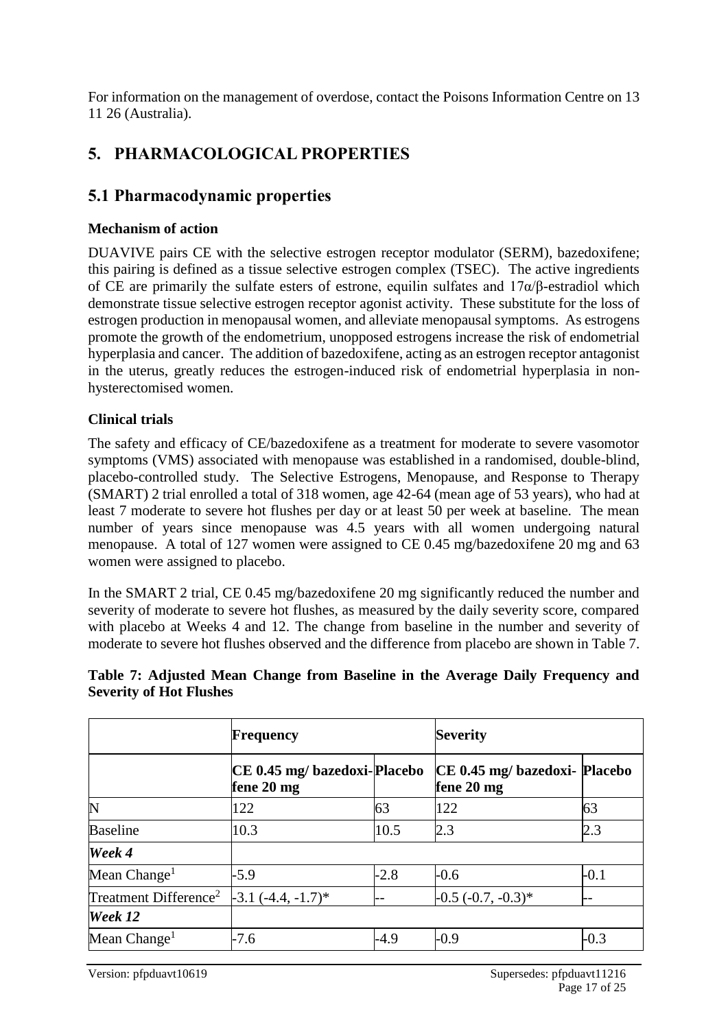For information on the management of overdose, contact the Poisons Information Centre on 13 11 26 (Australia).

# 5. PHARMACOLOGICAL PROPERTIES

## 5.1 Pharmacodynamic properties

### Mechanism of action

DUAVIVE pairs CE with the selective estrogen receptor modulator (SERM), bazedoxifene; this pairing is defined as a tissue selective estrogen complex (TSEC). The active ingredients of CE are primarily the sulfate esters of estrone, equilin sulfates and 17α/β-estradiol which demonstrate tissue selective estrogen receptor agonist activity. These substitute for the loss of estrogen production in menopausal women, and alleviate menopausal symptoms. As estrogens promote the growth of the endometrium, unopposed estrogens increase the risk of endometrial hyperplasia and cancer. The addition of bazedoxifene, acting as an estrogen receptor antagonist in the uterus, greatly reduces the estrogen-induced risk of endometrial hyperplasia in non-hysterectomised women.

### Clinical trials

The safety and efficacy of CE/bazedoxifene as a treatment for moderate to severe vasomotor symptoms (VMS) associated with menopause was established in a randomised, double-blind, placebo-controlled study. The Selective Estrogens, Menopause, and Response to Therapy (SMART) 2 trial enrolled a total of 318 women, age 42-64 (mean age of 53 years), who had at least 7 moderate to severe hot flushes per day or at least 50 per week at baseline. The mean number of years since menopause was 4.5 years with all women undergoing natural menopause. A total of 127 women were assigned to CE 0.45 mg/bazedoxifene 20 mg and 63 women were assigned to placebo.

In the SMART 2 trial, CE 0.45 mg/bazedoxifene 20 mg significantly reduced the number and severity of moderate to severe hot flushes, as measured by the daily severity score, compared with placebo at Weeks 4 and 12. The change from baseline in the number and severity of moderate to severe hot flushes observed and the difference from placebo are shown in Table 7.

**Table 7: Adjusted Mean Change from Baseline in the Average Daily Frequency and Severity of Hot Flushes**

| | **Frequency** | | **Severity** | |
|---|---|---|---|---|
| | **CE 0.45 mg/ bazedoxifene 20 mg** | **Placebo** | **CE 0.45 mg/ bazedoxifene 20 mg** | **Placebo** |
| N | 122 | 63 | 122 | 63 |
| Baseline | 10.3 | 10.5 | 2.3 | 2.3 |
| ***Week 4*** | | | | |
| Mean Change[1] | -5.9 | -2.8 | -0.6 | -0.1 |
| Treatment Difference[2] | -3.1 (-4.4, -1.7)* | -- | -0.5 (-0.7, -0.3)* | -- |
| ***Week 12*** | | | | |
| Mean Change[1] | -7.6 | -4.9 | -0.9 | -0.3 |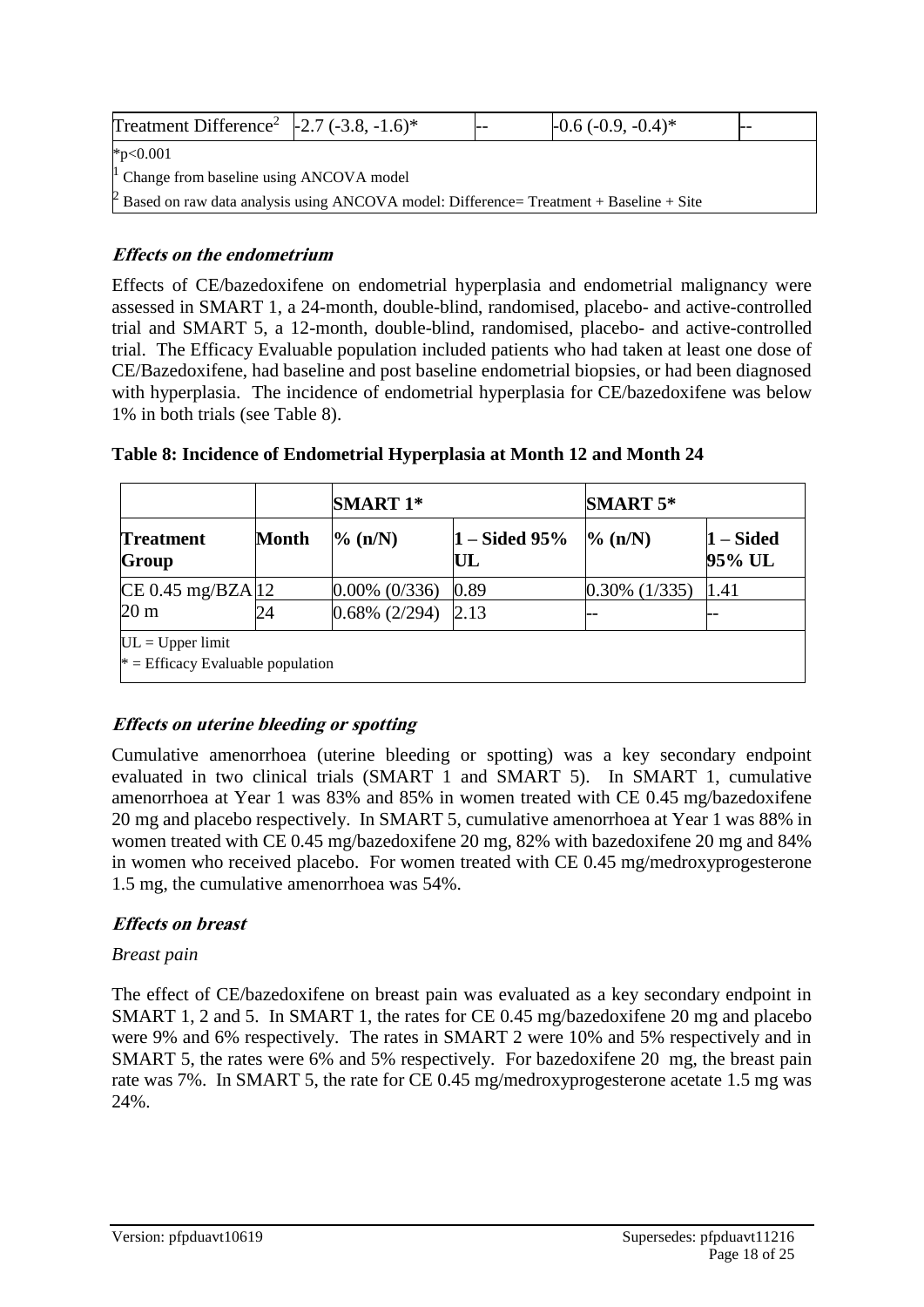| Treatment Difference[2] | -2.7 (-3.8, -1.6)* | -- | -0.6 (-0.9, -0.4)* | -- |
|---|---|---|---|---|

*p<0.001

[1] Change from baseline using ANCOVA model

[2] Based on raw data analysis using ANCOVA model: Difference= Treatment + Baseline + Site

### *Effects on the endometrium*

Effects of CE/bazedoxifene on endometrial hyperplasia and endometrial malignancy were assessed in SMART 1, a 24-month, double-blind, randomised, placebo- and active-controlled trial and SMART 5, a 12-month, double-blind, randomised, placebo- and active-controlled trial. The Efficacy Evaluable population included patients who had taken at least one dose of CE/Bazedoxifene, had baseline and post baseline endometrial biopsies, or had been diagnosed with hyperplasia. The incidence of endometrial hyperplasia for CE/bazedoxifene was below 1% in both trials (see Table 8).

**Table 8: Incidence of Endometrial Hyperplasia at Month 12 and Month 24**

| | | **SMART 1*** | | **SMART 5*** | |
|---|---|---|---|---|---|
| **Treatment Group** | **Month** | **% (n/N)** | **1 – Sided 95% UL** | **% (n/N)** | **1 – Sided 95% UL** |
| CE 0.45 mg/BZA 20 m | 12 | 0.00% (0/336) | 0.89 | 0.30% (1/335) | 1.41 |
| | 24 | 0.68% (2/294) | 2.13 | -- | -- |

UL = Upper limit
* = Efficacy Evaluable population

### *Effects on uterine bleeding or spotting*

Cumulative amenorrhoea (uterine bleeding or spotting) was a key secondary endpoint evaluated in two clinical trials (SMART 1 and SMART 5). In SMART 1, cumulative amenorrhoea at Year 1 was 83% and 85% in women treated with CE 0.45 mg/bazedoxifene 20 mg and placebo respectively. In SMART 5, cumulative amenorrhoea at Year 1 was 88% in women treated with CE 0.45 mg/bazedoxifene 20 mg, 82% with bazedoxifene 20 mg and 84% in women who received placebo. For women treated with CE 0.45 mg/medroxyprogesterone 1.5 mg, the cumulative amenorrhoea was 54%.

### *Effects on breast*

*Breast pain*

The effect of CE/bazedoxifene on breast pain was evaluated as a key secondary endpoint in SMART 1, 2 and 5. In SMART 1, the rates for CE 0.45 mg/bazedoxifene 20 mg and placebo were 9% and 6% respectively. The rates in SMART 2 were 10% and 5% respectively and in SMART 5, the rates were 6% and 5% respectively. For bazedoxifene 20 mg, the breast pain rate was 7%. In SMART 5, the rate for CE 0.45 mg/medroxyprogesterone acetate 1.5 mg was 24%.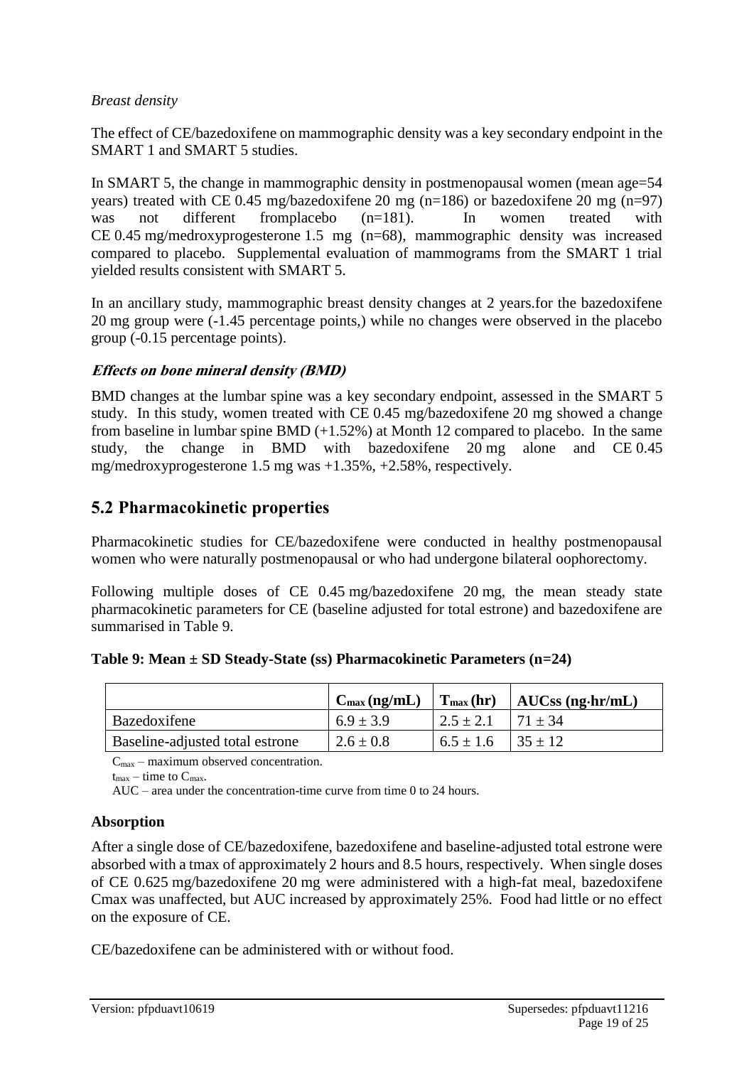*Breast density*

The effect of CE/bazedoxifene on mammographic density was a key secondary endpoint in the SMART 1 and SMART 5 studies.

In SMART 5, the change in mammographic density in postmenopausal women (mean age=54 years) treated with CE 0.45 mg/bazedoxifene 20 mg (n=186) or bazedoxifene 20 mg (n=97) was not different fromplacebo (n=181). In women treated with CE 0.45 mg/medroxyprogesterone 1.5 mg (n=68), mammographic density was increased compared to placebo. Supplemental evaluation of mammograms from the SMART 1 trial yielded results consistent with SMART 5.

In an ancillary study, mammographic breast density changes at 2 years.for the bazedoxifene 20 mg group were (-1.45 percentage points,) while no changes were observed in the placebo group (-0.15 percentage points).

***Effects on bone mineral density (BMD)***

BMD changes at the lumbar spine was a key secondary endpoint, assessed in the SMART 5 study. In this study, women treated with CE 0.45 mg/bazedoxifene 20 mg showed a change from baseline in lumbar spine BMD (+1.52%) at Month 12 compared to placebo. In the same study, the change in BMD with bazedoxifene 20 mg alone and CE 0.45 mg/medroxyprogesterone 1.5 mg was +1.35%, +2.58%, respectively.

## 5.2 Pharmacokinetic properties

Pharmacokinetic studies for CE/bazedoxifene were conducted in healthy postmenopausal women who were naturally postmenopausal or who had undergone bilateral oophorectomy.

Following multiple doses of CE 0.45 mg/bazedoxifene 20 mg, the mean steady state pharmacokinetic parameters for CE (baseline adjusted for total estrone) and bazedoxifene are summarised in Table 9.

**Table 9: Mean ± SD Steady-State (ss) Pharmacokinetic Parameters (n=24)**

| | $C_{max}$ (ng/mL) | $T_{max}$ (hr) | AUCss (ng·hr/mL) |
|---|---|---|---|
| Bazedoxifene | 6.9 ± 3.9 | 2.5 ± 2.1 | 71 ± 34 |
| Baseline-adjusted total estrone | 2.6 ± 0.8 | 6.5 ± 1.6 | 35 ± 12 |

$C_{max}$ – maximum observed concentration.
$t_{max}$ – time to $C_{max}$.
AUC – area under the concentration-time curve from time 0 to 24 hours.

**Absorption**

After a single dose of CE/bazedoxifene, bazedoxifene and baseline-adjusted total estrone were absorbed with a tmax of approximately 2 hours and 8.5 hours, respectively. When single doses of CE 0.625 mg/bazedoxifene 20 mg were administered with a high-fat meal, bazedoxifene Cmax was unaffected, but AUC increased by approximately 25%. Food had little or no effect on the exposure of CE.

CE/bazedoxifene can be administered with or without food.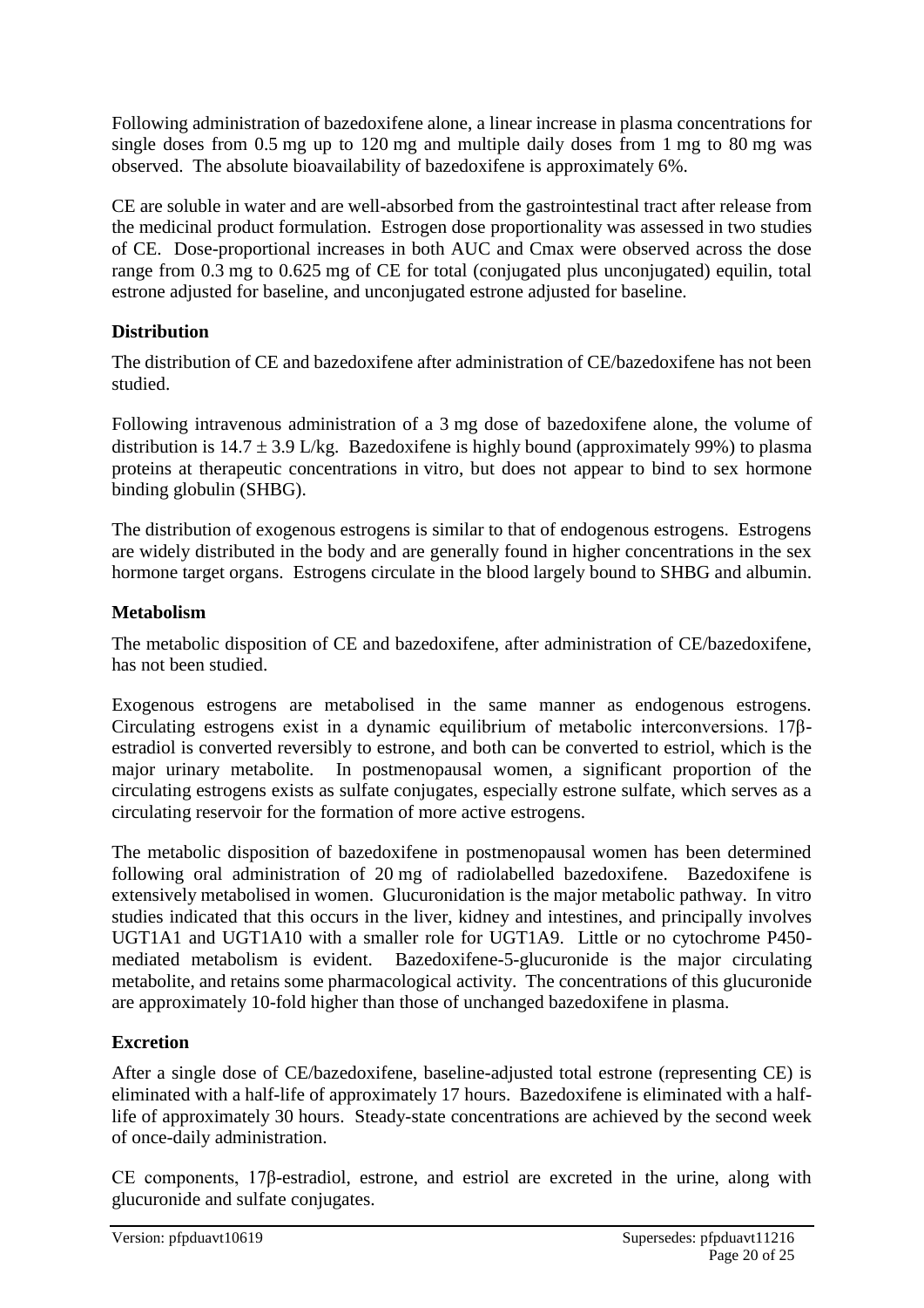Following administration of bazedoxifene alone, a linear increase in plasma concentrations for single doses from 0.5 mg up to 120 mg and multiple daily doses from 1 mg to 80 mg was observed. The absolute bioavailability of bazedoxifene is approximately 6%.

CE are soluble in water and are well-absorbed from the gastrointestinal tract after release from the medicinal product formulation. Estrogen dose proportionality was assessed in two studies of CE. Dose-proportional increases in both AUC and Cmax were observed across the dose range from 0.3 mg to 0.625 mg of CE for total (conjugated plus unconjugated) equilin, total estrone adjusted for baseline, and unconjugated estrone adjusted for baseline.

**Distribution**

The distribution of CE and bazedoxifene after administration of CE/bazedoxifene has not been studied.

Following intravenous administration of a 3 mg dose of bazedoxifene alone, the volume of distribution is $14.7 \pm 3.9$ L/kg. Bazedoxifene is highly bound (approximately 99%) to plasma proteins at therapeutic concentrations in vitro, but does not appear to bind to sex hormone binding globulin (SHBG).

The distribution of exogenous estrogens is similar to that of endogenous estrogens. Estrogens are widely distributed in the body and are generally found in higher concentrations in the sex hormone target organs. Estrogens circulate in the blood largely bound to SHBG and albumin.

**Metabolism**

The metabolic disposition of CE and bazedoxifene, after administration of CE/bazedoxifene, has not been studied.

Exogenous estrogens are metabolised in the same manner as endogenous estrogens. Circulating estrogens exist in a dynamic equilibrium of metabolic interconversions. 17β-estradiol is converted reversibly to estrone, and both can be converted to estriol, which is the major urinary metabolite. In postmenopausal women, a significant proportion of the circulating estrogens exists as sulfate conjugates, especially estrone sulfate, which serves as a circulating reservoir for the formation of more active estrogens.

The metabolic disposition of bazedoxifene in postmenopausal women has been determined following oral administration of 20 mg of radiolabelled bazedoxifene. Bazedoxifene is extensively metabolised in women. Glucuronidation is the major metabolic pathway. In vitro studies indicated that this occurs in the liver, kidney and intestines, and principally involves UGT1A1 and UGT1A10 with a smaller role for UGT1A9. Little or no cytochrome P450-mediated metabolism is evident. Bazedoxifene-5-glucuronide is the major circulating metabolite, and retains some pharmacological activity. The concentrations of this glucuronide are approximately 10-fold higher than those of unchanged bazedoxifene in plasma.

**Excretion**

After a single dose of CE/bazedoxifene, baseline-adjusted total estrone (representing CE) is eliminated with a half-life of approximately 17 hours. Bazedoxifene is eliminated with a half-life of approximately 30 hours. Steady-state concentrations are achieved by the second week of once-daily administration.

CE components, 17β-estradiol, estrone, and estriol are excreted in the urine, along with glucuronide and sulfate conjugates.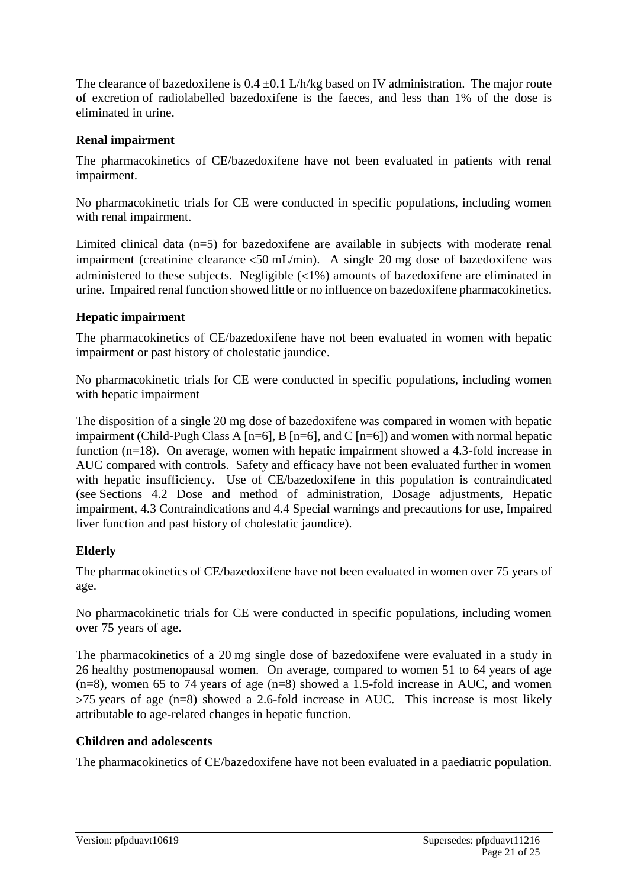The clearance of bazedoxifene is 0.4 ±0.1 L/h/kg based on IV administration. The major route of excretion of radiolabelled bazedoxifene is the faeces, and less than 1% of the dose is eliminated in urine.

**Renal impairment**

The pharmacokinetics of CE/bazedoxifene have not been evaluated in patients with renal impairment.

No pharmacokinetic trials for CE were conducted in specific populations, including women with renal impairment.

Limited clinical data (n=5) for bazedoxifene are available in subjects with moderate renal impairment (creatinine clearance <50 mL/min). A single 20 mg dose of bazedoxifene was administered to these subjects. Negligible (<1%) amounts of bazedoxifene are eliminated in urine. Impaired renal function showed little or no influence on bazedoxifene pharmacokinetics.

**Hepatic impairment**

The pharmacokinetics of CE/bazedoxifene have not been evaluated in women with hepatic impairment or past history of cholestatic jaundice.

No pharmacokinetic trials for CE were conducted in specific populations, including women with hepatic impairment

The disposition of a single 20 mg dose of bazedoxifene was compared in women with hepatic impairment (Child-Pugh Class A [n=6], B [n=6], and C [n=6]) and women with normal hepatic function (n=18). On average, women with hepatic impairment showed a 4.3-fold increase in AUC compared with controls. Safety and efficacy have not been evaluated further in women with hepatic insufficiency. Use of CE/bazedoxifene in this population is contraindicated (see Sections 4.2 Dose and method of administration, Dosage adjustments, Hepatic impairment, 4.3 Contraindications and 4.4 Special warnings and precautions for use, Impaired liver function and past history of cholestatic jaundice).

**Elderly**

The pharmacokinetics of CE/bazedoxifene have not been evaluated in women over 75 years of age.

No pharmacokinetic trials for CE were conducted in specific populations, including women over 75 years of age.

The pharmacokinetics of a 20 mg single dose of bazedoxifene were evaluated in a study in 26 healthy postmenopausal women. On average, compared to women 51 to 64 years of age (n=8), women 65 to 74 years of age (n=8) showed a 1.5-fold increase in AUC, and women >75 years of age (n=8) showed a 2.6-fold increase in AUC. This increase is most likely attributable to age-related changes in hepatic function.

**Children and adolescents**

The pharmacokinetics of CE/bazedoxifene have not been evaluated in a paediatric population.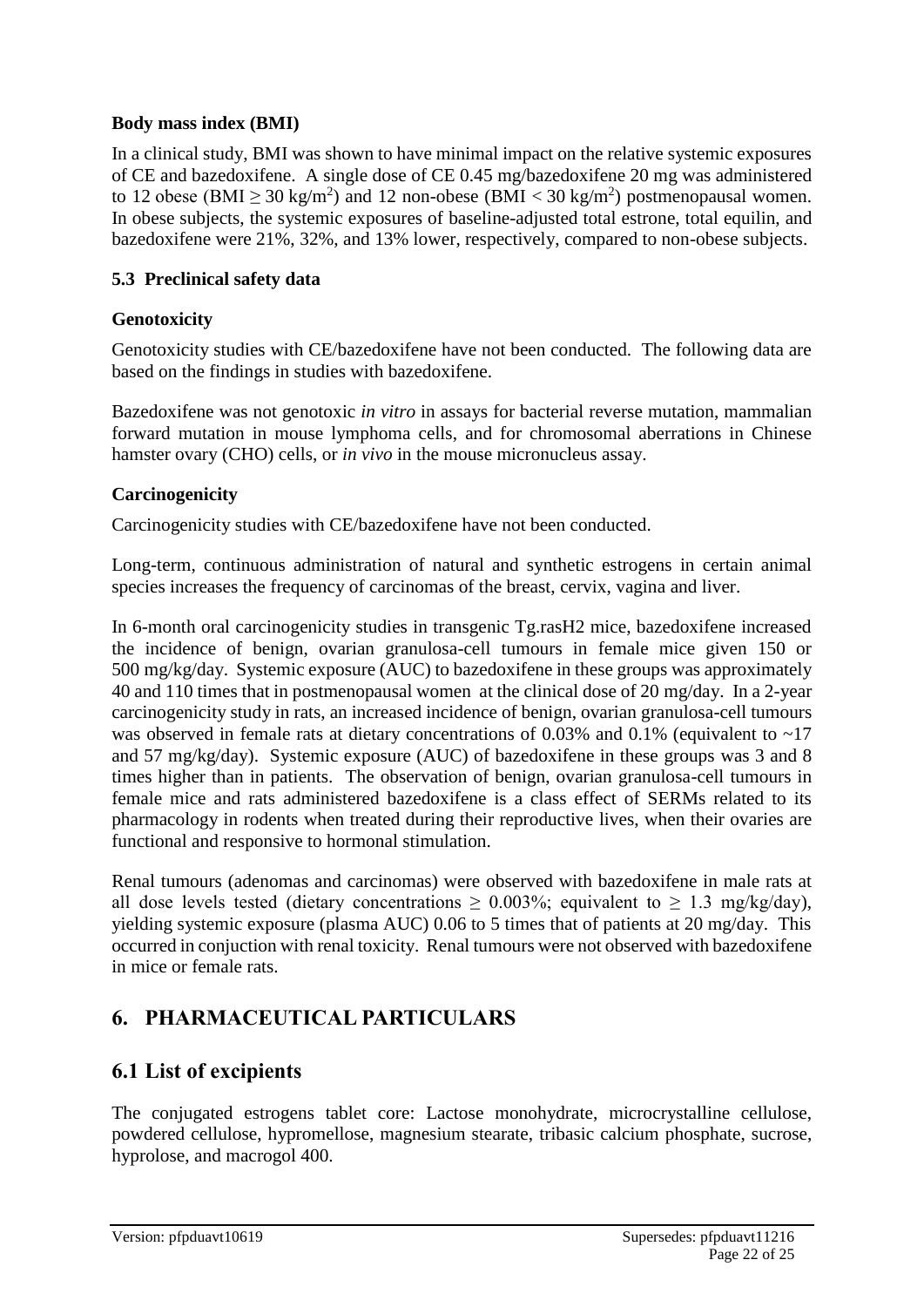**Body mass index (BMI)**

In a clinical study, BMI was shown to have minimal impact on the relative systemic exposures of CE and bazedoxifene. A single dose of CE 0.45 mg/bazedoxifene 20 mg was administered to 12 obese (BMI $\geq$ 30 kg/m$^2$) and 12 non-obese (BMI < 30 kg/m$^2$) postmenopausal women. In obese subjects, the systemic exposures of baseline-adjusted total estrone, total equilin, and bazedoxifene were 21%, 32%, and 13% lower, respectively, compared to non-obese subjects.

### 5.3 Preclinical safety data

**Genotoxicity**

Genotoxicity studies with CE/bazedoxifene have not been conducted. The following data are based on the findings in studies with bazedoxifene.

Bazedoxifene was not genotoxic *in vitro* in assays for bacterial reverse mutation, mammalian forward mutation in mouse lymphoma cells, and for chromosomal aberrations in Chinese hamster ovary (CHO) cells, or *in vivo* in the mouse micronucleus assay.

**Carcinogenicity**

Carcinogenicity studies with CE/bazedoxifene have not been conducted.

Long-term, continuous administration of natural and synthetic estrogens in certain animal species increases the frequency of carcinomas of the breast, cervix, vagina and liver.

In 6-month oral carcinogenicity studies in transgenic Tg.rasH2 mice, bazedoxifene increased the incidence of benign, ovarian granulosa-cell tumours in female mice given 150 or 500 mg/kg/day. Systemic exposure (AUC) to bazedoxifene in these groups was approximately 40 and 110 times that in postmenopausal women at the clinical dose of 20 mg/day. In a 2-year carcinogenicity study in rats, an increased incidence of benign, ovarian granulosa-cell tumours was observed in female rats at dietary concentrations of 0.03% and 0.1% (equivalent to ~17 and 57 mg/kg/day). Systemic exposure (AUC) of bazedoxifene in these groups was 3 and 8 times higher than in patients. The observation of benign, ovarian granulosa-cell tumours in female mice and rats administered bazedoxifene is a class effect of SERMs related to its pharmacology in rodents when treated during their reproductive lives, when their ovaries are functional and responsive to hormonal stimulation.

Renal tumours (adenomas and carcinomas) were observed with bazedoxifene in male rats at all dose levels tested (dietary concentrations $\geq$ 0.003%; equivalent to $\geq$ 1.3 mg/kg/day), yielding systemic exposure (plasma AUC) 0.06 to 5 times that of patients at 20 mg/day. This occurred in conjuction with renal toxicity. Renal tumours were not observed with bazedoxifene in mice or female rats.

## 6. PHARMACEUTICAL PARTICULARS

## 6.1 List of excipients

The conjugated estrogens tablet core: Lactose monohydrate, microcrystalline cellulose, powdered cellulose, hypromellose, magnesium stearate, tribasic calcium phosphate, sucrose, hyprolose, and macrogol 400.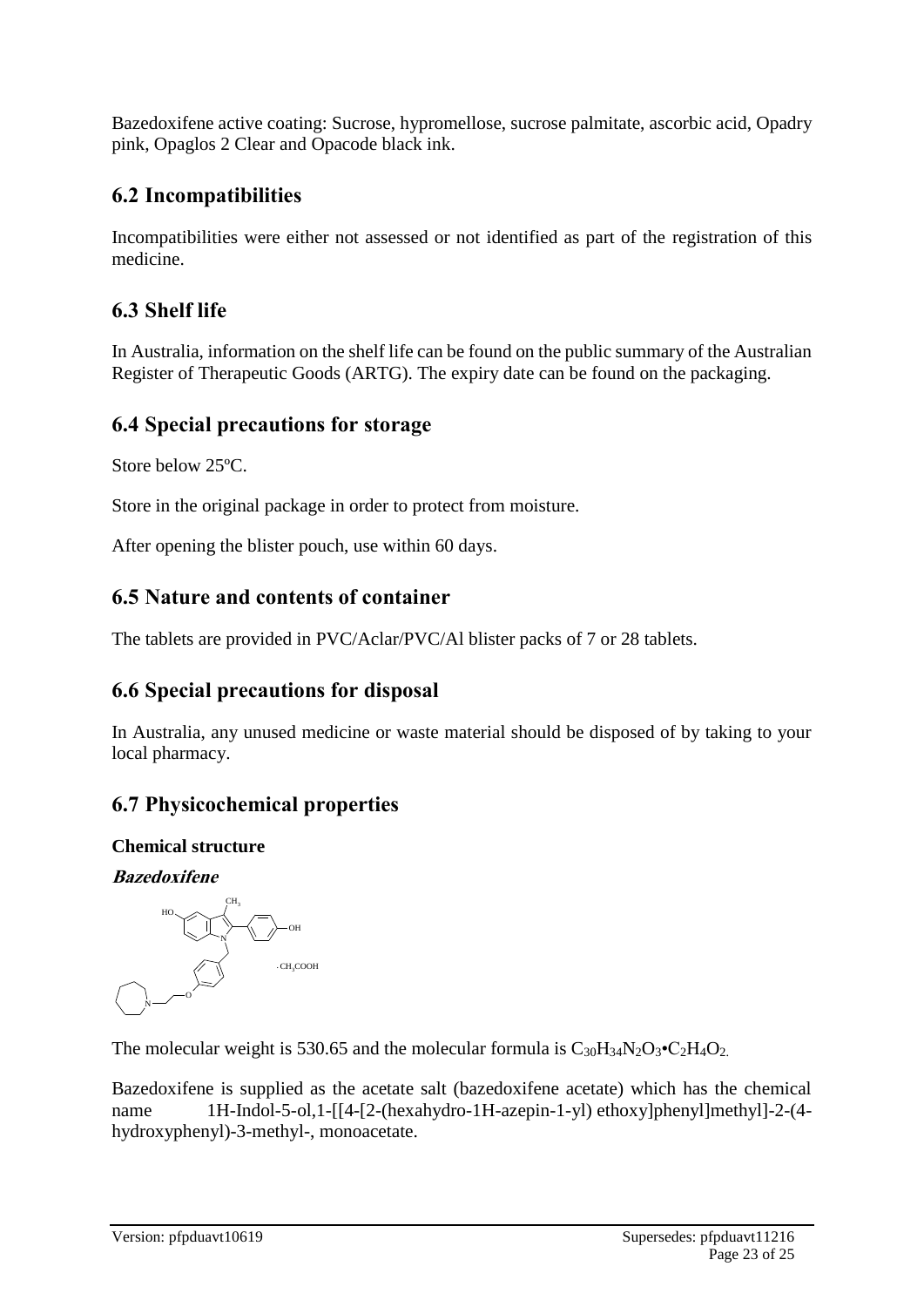Bazedoxifene active coating: Sucrose, hypromellose, sucrose palmitate, ascorbic acid, Opadry pink, Opaglos 2 Clear and Opacode black ink.

## 6.2 Incompatibilities

Incompatibilities were either not assessed or not identified as part of the registration of this medicine.

## 6.3 Shelf life

In Australia, information on the shelf life can be found on the public summary of the Australian Register of Therapeutic Goods (ARTG). The expiry date can be found on the packaging.

## 6.4 Special precautions for storage

Store below 25ºC.

Store in the original package in order to protect from moisture.

After opening the blister pouch, use within 60 days.

## 6.5 Nature and contents of container

The tablets are provided in PVC/Aclar/PVC/Al blister packs of 7 or 28 tablets.

## 6.6 Special precautions for disposal

In Australia, any unused medicine or waste material should be disposed of by taking to your local pharmacy.

## 6.7 Physicochemical properties

**Chemical structure**

***Bazedoxifene***

The molecular weight is 530.65 and the molecular formula is $C_{30}H_{34}N_2O_3 \cdot C_2H_4O_2$.

Bazedoxifene is supplied as the acetate salt (bazedoxifene acetate) which has the chemical name 1H-Indol-5-ol,1-[[4-[2-(hexahydro-1H-azepin-1-yl) ethoxy]phenyl]methyl]-2-(4-hydroxyphenyl)-3-methyl-, monoacetate.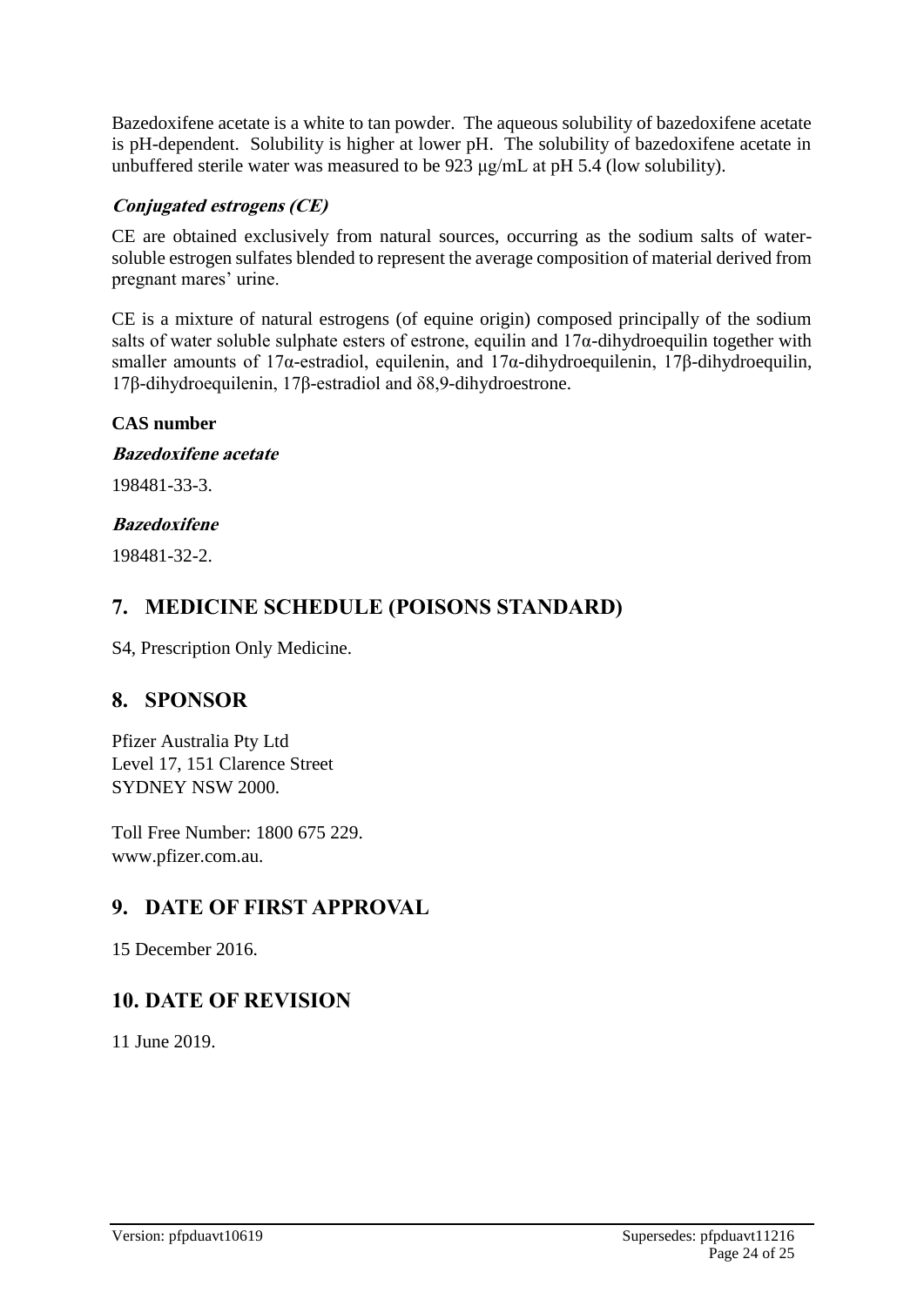Bazedoxifene acetate is a white to tan powder. The aqueous solubility of bazedoxifene acetate is pH-dependent. Solubility is higher at lower pH. The solubility of bazedoxifene acetate in unbuffered sterile water was measured to be 923 μg/mL at pH 5.4 (low solubility).

#### *Conjugated estrogens (CE)*

CE are obtained exclusively from natural sources, occurring as the sodium salts of water-soluble estrogen sulfates blended to represent the average composition of material derived from pregnant mares' urine.

CE is a mixture of natural estrogens (of equine origin) composed principally of the sodium salts of water soluble sulphate esters of estrone, equilin and 17α-dihydroequilin together with smaller amounts of 17α-estradiol, equilenin, and 17α-dihydroequilenin, 17β-dihydroequilin, 17β-dihydroequilenin, 17β-estradiol and δ8,9-dihydroestrone.

### CAS number

#### *Bazedoxifene acetate*

198481-33-3.

#### *Bazedoxifene*

198481-32-2.

## 7. MEDICINE SCHEDULE (POISONS STANDARD)

S4, Prescription Only Medicine.

## 8. SPONSOR

Pfizer Australia Pty Ltd
Level 17, 151 Clarence Street
SYDNEY NSW 2000.

Toll Free Number: 1800 675 229.
www.pfizer.com.au.

## 9. DATE OF FIRST APPROVAL

15 December 2016.

## 10. DATE OF REVISION

11 June 2019.

Version: pfpduavt10619 Supersedes: pfpduavt11216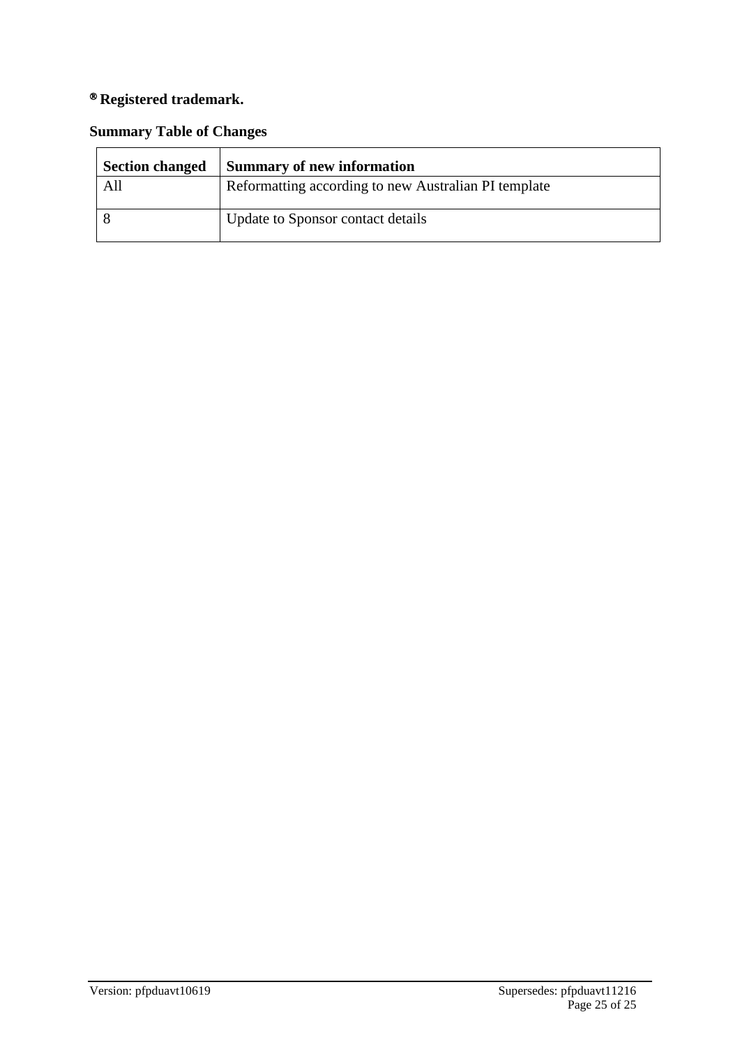**® Registered trademark.**

**Summary Table of Changes**

| Section changed | Summary of new information |
| --- | --- |
| All | Reformatting according to new Australian PI template |
| 8 | Update to Sponsor contact details |

Version: pfpduavt10619 Supersedes: pfpduavt11216